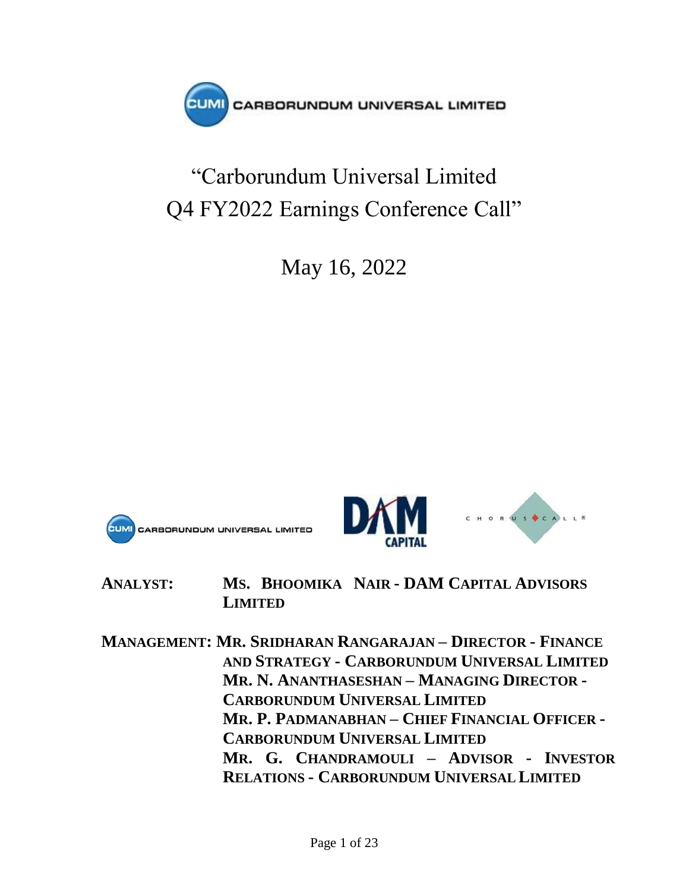# "Carborundum Universal Limited Q4 FY2022 Earnings Conference Call"

May 16, 2022

**ANALYST:** **MS. BHOOMIKA NAIR - DAM CAPITAL ADVISORS LIMITED**

**MANAGEMENT:** **MR. SRIDHARAN RANGARAJAN – DIRECTOR - FINANCE AND STRATEGY - CARBORUNDUM UNIVERSAL LIMITED**
**MR. N. ANANTHASESHAN – MANAGING DIRECTOR - CARBORUNDUM UNIVERSAL LIMITED**
**MR. P. PADMANABHAN – CHIEF FINANCIAL OFFICER - CARBORUNDUM UNIVERSAL LIMITED**
**MR. G. CHANDRAMOULI – ADVISOR - INVESTOR RELATIONS - CARBORUNDUM UNIVERSAL LIMITED**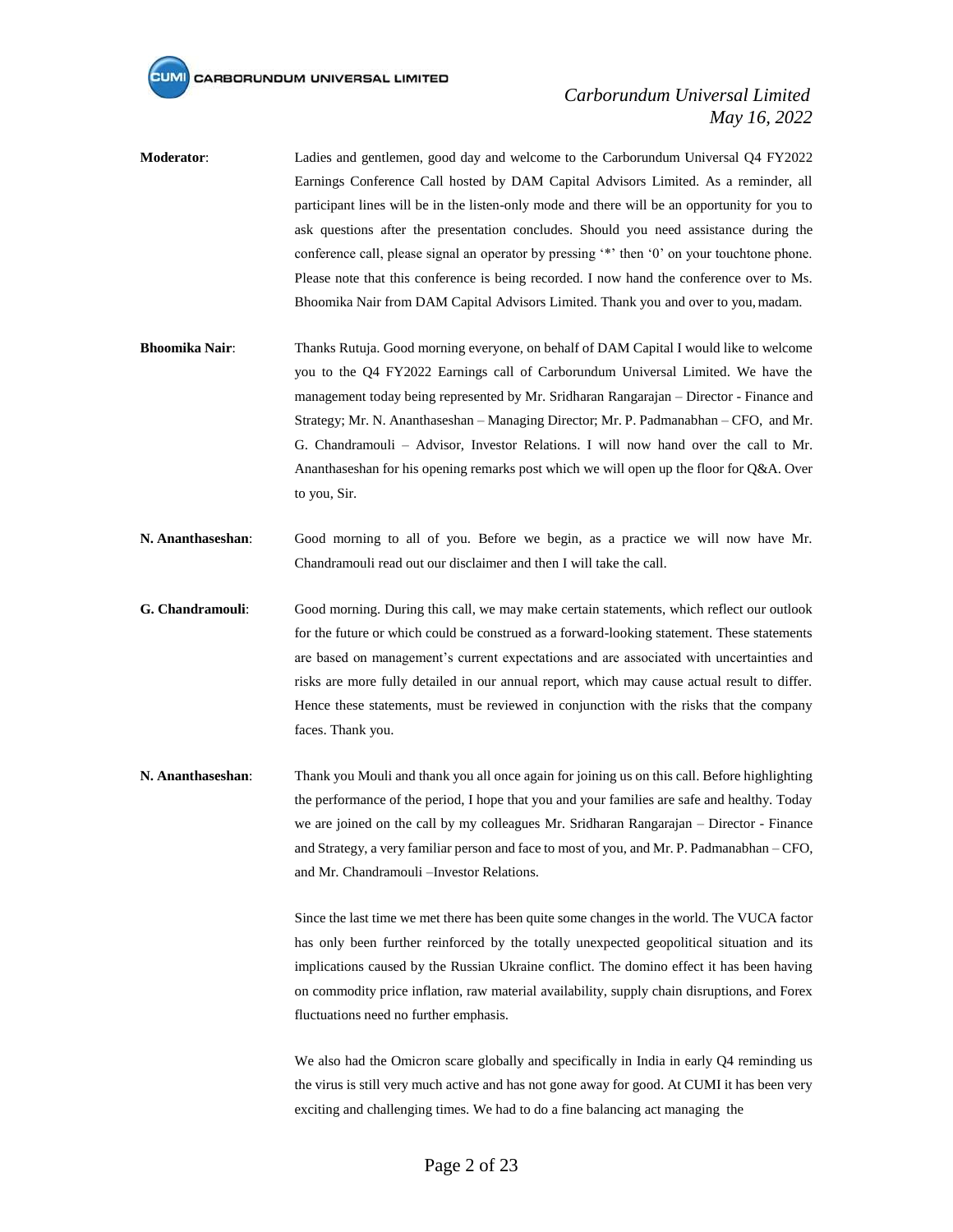**Moderator**: Ladies and gentlemen, good day and welcome to the Carborundum Universal Q4 FY2022 Earnings Conference Call hosted by DAM Capital Advisors Limited. As a reminder, all participant lines will be in the listen-only mode and there will be an opportunity for you to ask questions after the presentation concludes. Should you need assistance during the conference call, please signal an operator by pressing '*' then '0' on your touchtone phone. Please note that this conference is being recorded. I now hand the conference over to Ms. Bhoomika Nair from DAM Capital Advisors Limited. Thank you and over to you, madam.

**Bhoomika Nair**: Thanks Rutuja. Good morning everyone, on behalf of DAM Capital I would like to welcome you to the Q4 FY2022 Earnings call of Carborundum Universal Limited. We have the management today being represented by Mr. Sridharan Rangarajan – Director - Finance and Strategy; Mr. N. Ananthaseshan – Managing Director; Mr. P. Padmanabhan – CFO, and Mr. G. Chandramouli – Advisor, Investor Relations. I will now hand over the call to Mr. Ananthaseshan for his opening remarks post which we will open up the floor for Q&A. Over to you, Sir.

**N. Ananthaseshan**: Good morning to all of you. Before we begin, as a practice we will now have Mr. Chandramouli read out our disclaimer and then I will take the call.

**G. Chandramouli**: Good morning. During this call, we may make certain statements, which reflect our outlook for the future or which could be construed as a forward-looking statement. These statements are based on management's current expectations and are associated with uncertainties and risks are more fully detailed in our annual report, which may cause actual result to differ. Hence these statements, must be reviewed in conjunction with the risks that the company faces. Thank you.

**N. Ananthaseshan**: Thank you Mouli and thank you all once again for joining us on this call. Before highlighting the performance of the period, I hope that you and your families are safe and healthy. Today we are joined on the call by my colleagues Mr. Sridharan Rangarajan – Director - Finance and Strategy, a very familiar person and face to most of you, and Mr. P. Padmanabhan – CFO, and Mr. Chandramouli –Investor Relations.

Since the last time we met there has been quite some changes in the world. The VUCA factor has only been further reinforced by the totally unexpected geopolitical situation and its implications caused by the Russian Ukraine conflict. The domino effect it has been having on commodity price inflation, raw material availability, supply chain disruptions, and Forex fluctuations need no further emphasis.

We also had the Omicron scare globally and specifically in India in early Q4 reminding us the virus is still very much active and has not gone away for good. At CUMI it has been very exciting and challenging times. We had to do a fine balancing act managing the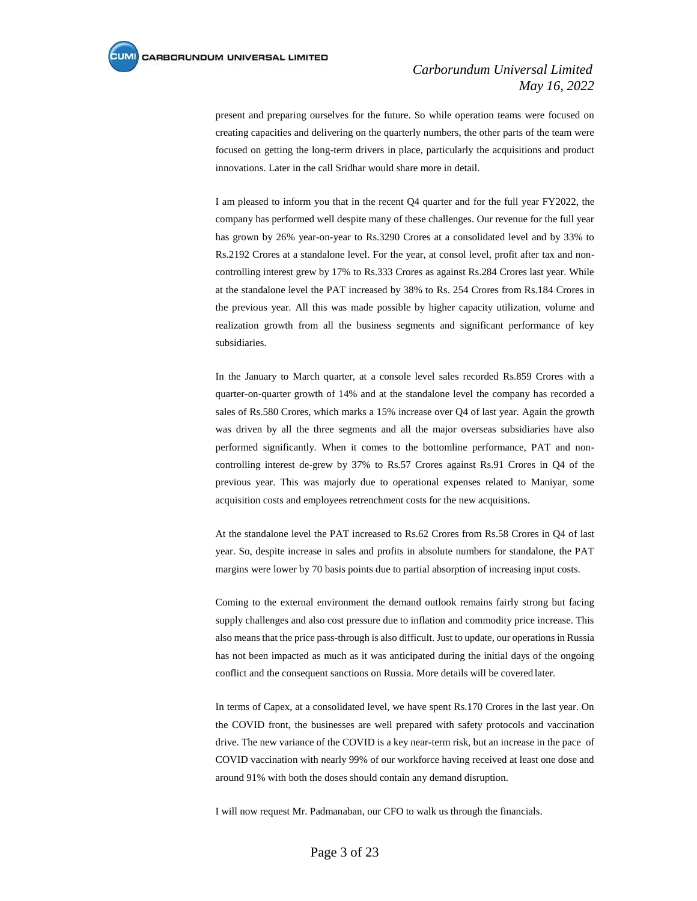present and preparing ourselves for the future. So while operation teams were focused on creating capacities and delivering on the quarterly numbers, the other parts of the team were focused on getting the long-term drivers in place, particularly the acquisitions and product innovations. Later in the call Sridhar would share more in detail.

I am pleased to inform you that in the recent Q4 quarter and for the full year FY2022, the company has performed well despite many of these challenges. Our revenue for the full year has grown by 26% year-on-year to Rs.3290 Crores at a consolidated level and by 33% to Rs.2192 Crores at a standalone level. For the year, at consol level, profit after tax and non-controlling interest grew by 17% to Rs.333 Crores as against Rs.284 Crores last year. While at the standalone level the PAT increased by 38% to Rs. 254 Crores from Rs.184 Crores in the previous year. All this was made possible by higher capacity utilization, volume and realization growth from all the business segments and significant performance of key subsidiaries.

In the January to March quarter, at a console level sales recorded Rs.859 Crores with a quarter-on-quarter growth of 14% and at the standalone level the company has recorded a sales of Rs.580 Crores, which marks a 15% increase over Q4 of last year. Again the growth was driven by all the three segments and all the major overseas subsidiaries have also performed significantly. When it comes to the bottomline performance, PAT and non-controlling interest de-grew by 37% to Rs.57 Crores against Rs.91 Crores in Q4 of the previous year. This was majorly due to operational expenses related to Maniyar, some acquisition costs and employees retrenchment costs for the new acquisitions.

At the standalone level the PAT increased to Rs.62 Crores from Rs.58 Crores in Q4 of last year. So, despite increase in sales and profits in absolute numbers for standalone, the PAT margins were lower by 70 basis points due to partial absorption of increasing input costs.

Coming to the external environment the demand outlook remains fairly strong but facing supply challenges and also cost pressure due to inflation and commodity price increase. This also means that the price pass-through is also difficult. Just to update, our operations in Russia has not been impacted as much as it was anticipated during the initial days of the ongoing conflict and the consequent sanctions on Russia. More details will be covered later.

In terms of Capex, at a consolidated level, we have spent Rs.170 Crores in the last year. On the COVID front, the businesses are well prepared with safety protocols and vaccination drive. The new variance of the COVID is a key near-term risk, but an increase in the pace of COVID vaccination with nearly 99% of our workforce having received at least one dose and around 91% with both the doses should contain any demand disruption.

I will now request Mr. Padmanaban, our CFO to walk us through the financials.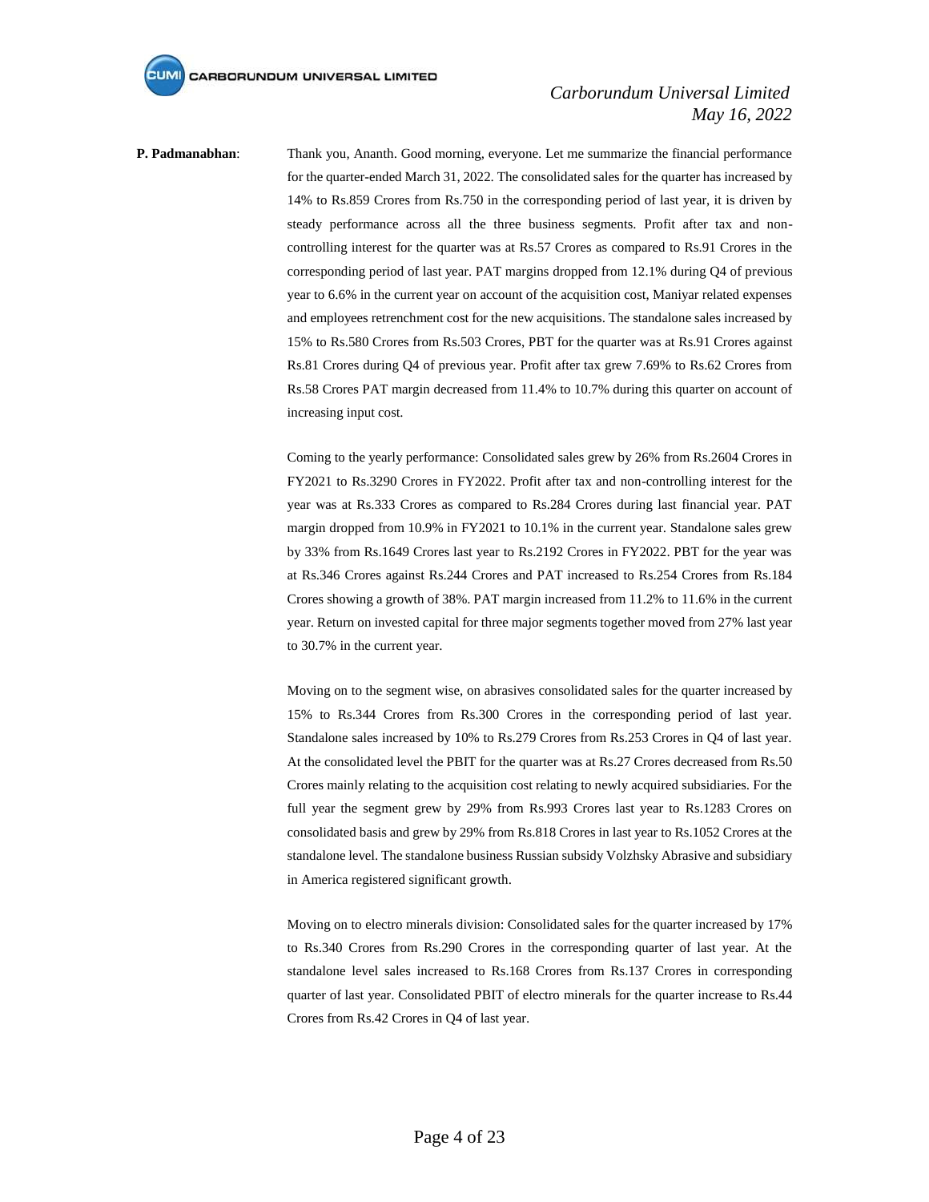**P. Padmanabhan**: Thank you, Ananth. Good morning, everyone. Let me summarize the financial performance for the quarter-ended March 31, 2022. The consolidated sales for the quarter has increased by 14% to Rs.859 Crores from Rs.750 in the corresponding period of last year, it is driven by steady performance across all the three business segments. Profit after tax and non-controlling interest for the quarter was at Rs.57 Crores as compared to Rs.91 Crores in the corresponding period of last year. PAT margins dropped from 12.1% during Q4 of previous year to 6.6% in the current year on account of the acquisition cost, Maniyar related expenses and employees retrenchment cost for the new acquisitions. The standalone sales increased by 15% to Rs.580 Crores from Rs.503 Crores, PBT for the quarter was at Rs.91 Crores against Rs.81 Crores during Q4 of previous year. Profit after tax grew 7.69% to Rs.62 Crores from Rs.58 Crores PAT margin decreased from 11.4% to 10.7% during this quarter on account of increasing input cost.

Coming to the yearly performance: Consolidated sales grew by 26% from Rs.2604 Crores in FY2021 to Rs.3290 Crores in FY2022. Profit after tax and non-controlling interest for the year was at Rs.333 Crores as compared to Rs.284 Crores during last financial year. PAT margin dropped from 10.9% in FY2021 to 10.1% in the current year. Standalone sales grew by 33% from Rs.1649 Crores last year to Rs.2192 Crores in FY2022. PBT for the year was at Rs.346 Crores against Rs.244 Crores and PAT increased to Rs.254 Crores from Rs.184 Crores showing a growth of 38%. PAT margin increased from 11.2% to 11.6% in the current year. Return on invested capital for three major segments together moved from 27% last year to 30.7% in the current year.

Moving on to the segment wise, on abrasives consolidated sales for the quarter increased by 15% to Rs.344 Crores from Rs.300 Crores in the corresponding period of last year. Standalone sales increased by 10% to Rs.279 Crores from Rs.253 Crores in Q4 of last year. At the consolidated level the PBIT for the quarter was at Rs.27 Crores decreased from Rs.50 Crores mainly relating to the acquisition cost relating to newly acquired subsidiaries. For the full year the segment grew by 29% from Rs.993 Crores last year to Rs.1283 Crores on consolidated basis and grew by 29% from Rs.818 Crores in last year to Rs.1052 Crores at the standalone level. The standalone business Russian subsidy Volzhsky Abrasive and subsidiary in America registered significant growth.

Moving on to electro minerals division: Consolidated sales for the quarter increased by 17% to Rs.340 Crores from Rs.290 Crores in the corresponding quarter of last year. At the standalone level sales increased to Rs.168 Crores from Rs.137 Crores in corresponding quarter of last year. Consolidated PBIT of electro minerals for the quarter increase to Rs.44 Crores from Rs.42 Crores in Q4 of last year.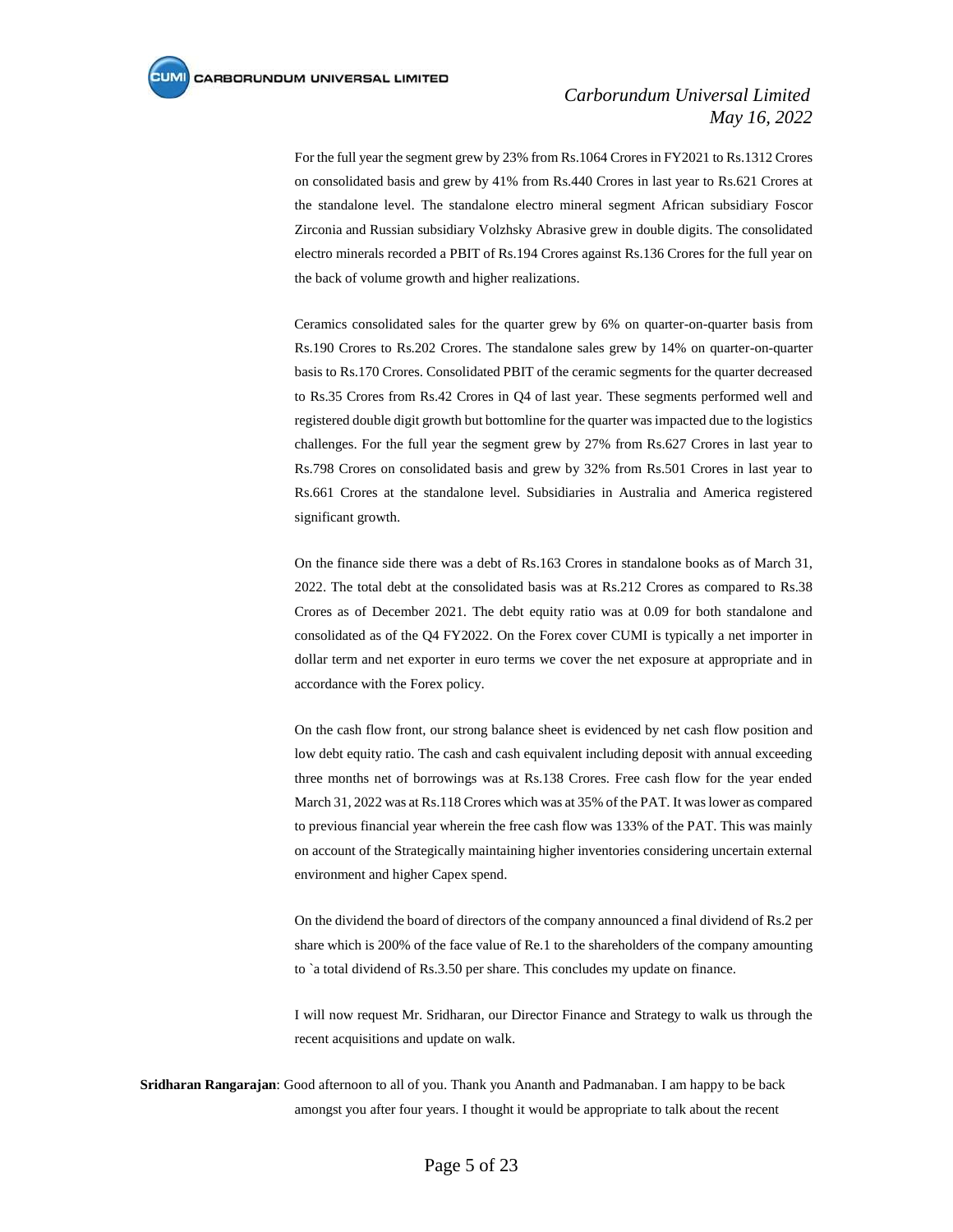For the full year the segment grew by 23% from Rs.1064 Crores in FY2021 to Rs.1312 Crores on consolidated basis and grew by 41% from Rs.440 Crores in last year to Rs.621 Crores at the standalone level. The standalone electro mineral segment African subsidiary Foscor Zirconia and Russian subsidiary Volzhsky Abrasive grew in double digits. The consolidated electro minerals recorded a PBIT of Rs.194 Crores against Rs.136 Crores for the full year on the back of volume growth and higher realizations.

Ceramics consolidated sales for the quarter grew by 6% on quarter-on-quarter basis from Rs.190 Crores to Rs.202 Crores. The standalone sales grew by 14% on quarter-on-quarter basis to Rs.170 Crores. Consolidated PBIT of the ceramic segments for the quarter decreased to Rs.35 Crores from Rs.42 Crores in Q4 of last year. These segments performed well and registered double digit growth but bottomline for the quarter was impacted due to the logistics challenges. For the full year the segment grew by 27% from Rs.627 Crores in last year to Rs.798 Crores on consolidated basis and grew by 32% from Rs.501 Crores in last year to Rs.661 Crores at the standalone level. Subsidiaries in Australia and America registered significant growth.

On the finance side there was a debt of Rs.163 Crores in standalone books as of March 31, 2022. The total debt at the consolidated basis was at Rs.212 Crores as compared to Rs.38 Crores as of December 2021. The debt equity ratio was at 0.09 for both standalone and consolidated as of the Q4 FY2022. On the Forex cover CUMI is typically a net importer in dollar term and net exporter in euro terms we cover the net exposure at appropriate and in accordance with the Forex policy.

On the cash flow front, our strong balance sheet is evidenced by net cash flow position and low debt equity ratio. The cash and cash equivalent including deposit with annual exceeding three months net of borrowings was at Rs.138 Crores. Free cash flow for the year ended March 31, 2022 was at Rs.118 Crores which was at 35% of the PAT. It was lower as compared to previous financial year wherein the free cash flow was 133% of the PAT. This was mainly on account of the Strategically maintaining higher inventories considering uncertain external environment and higher Capex spend.

On the dividend the board of directors of the company announced a final dividend of Rs.2 per share which is 200% of the face value of Re.1 to the shareholders of the company amounting to `a total dividend of Rs.3.50 per share. This concludes my update on finance.

I will now request Mr. Sridharan, our Director Finance and Strategy to walk us through the recent acquisitions and update on walk.

**Sridharan Rangarajan**: Good afternoon to all of you. Thank you Ananth and Padmanaban. I am happy to be back amongst you after four years. I thought it would be appropriate to talk about the recent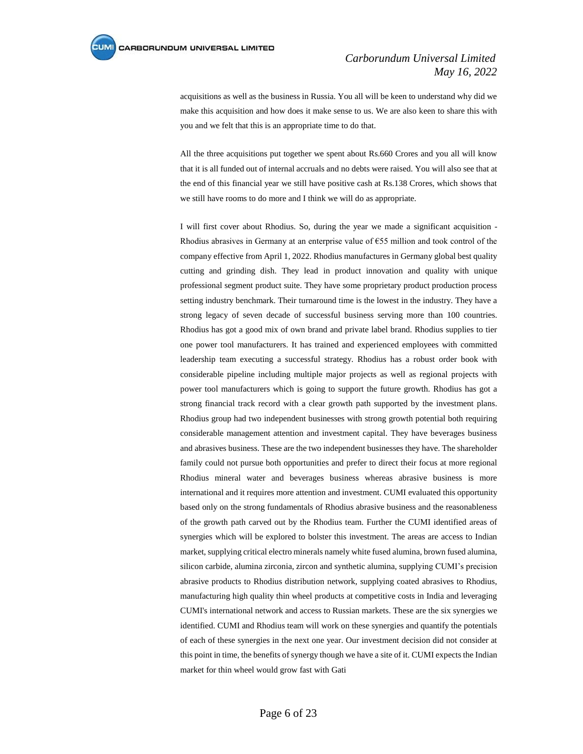acquisitions as well as the business in Russia. You all will be keen to understand why did we make this acquisition and how does it make sense to us. We are also keen to share this with you and we felt that this is an appropriate time to do that.

All the three acquisitions put together we spent about Rs.660 Crores and you all will know that it is all funded out of internal accruals and no debts were raised. You will also see that at the end of this financial year we still have positive cash at Rs.138 Crores, which shows that we still have rooms to do more and I think we will do as appropriate.

I will first cover about Rhodius. So, during the year we made a significant acquisition - Rhodius abrasives in Germany at an enterprise value of €55 million and took control of the company effective from April 1, 2022. Rhodius manufactures in Germany global best quality cutting and grinding dish. They lead in product innovation and quality with unique professional segment product suite. They have some proprietary product production process setting industry benchmark. Their turnaround time is the lowest in the industry. They have a strong legacy of seven decade of successful business serving more than 100 countries. Rhodius has got a good mix of own brand and private label brand. Rhodius supplies to tier one power tool manufacturers. It has trained and experienced employees with committed leadership team executing a successful strategy. Rhodius has a robust order book with considerable pipeline including multiple major projects as well as regional projects with power tool manufacturers which is going to support the future growth. Rhodius has got a strong financial track record with a clear growth path supported by the investment plans. Rhodius group had two independent businesses with strong growth potential both requiring considerable management attention and investment capital. They have beverages business and abrasives business. These are the two independent businesses they have. The shareholder family could not pursue both opportunities and prefer to direct their focus at more regional Rhodius mineral water and beverages business whereas abrasive business is more international and it requires more attention and investment. CUMI evaluated this opportunity based only on the strong fundamentals of Rhodius abrasive business and the reasonableness of the growth path carved out by the Rhodius team. Further the CUMI identified areas of synergies which will be explored to bolster this investment. The areas are access to Indian market, supplying critical electro minerals namely white fused alumina, brown fused alumina, silicon carbide, alumina zirconia, zircon and synthetic alumina, supplying CUMI's precision abrasive products to Rhodius distribution network, supplying coated abrasives to Rhodius, manufacturing high quality thin wheel products at competitive costs in India and leveraging CUMI's international network and access to Russian markets. These are the six synergies we identified. CUMI and Rhodius team will work on these synergies and quantify the potentials of each of these synergies in the next one year. Our investment decision did not consider at this point in time, the benefits of synergy though we have a site of it. CUMI expects the Indian market for thin wheel would grow fast with Gati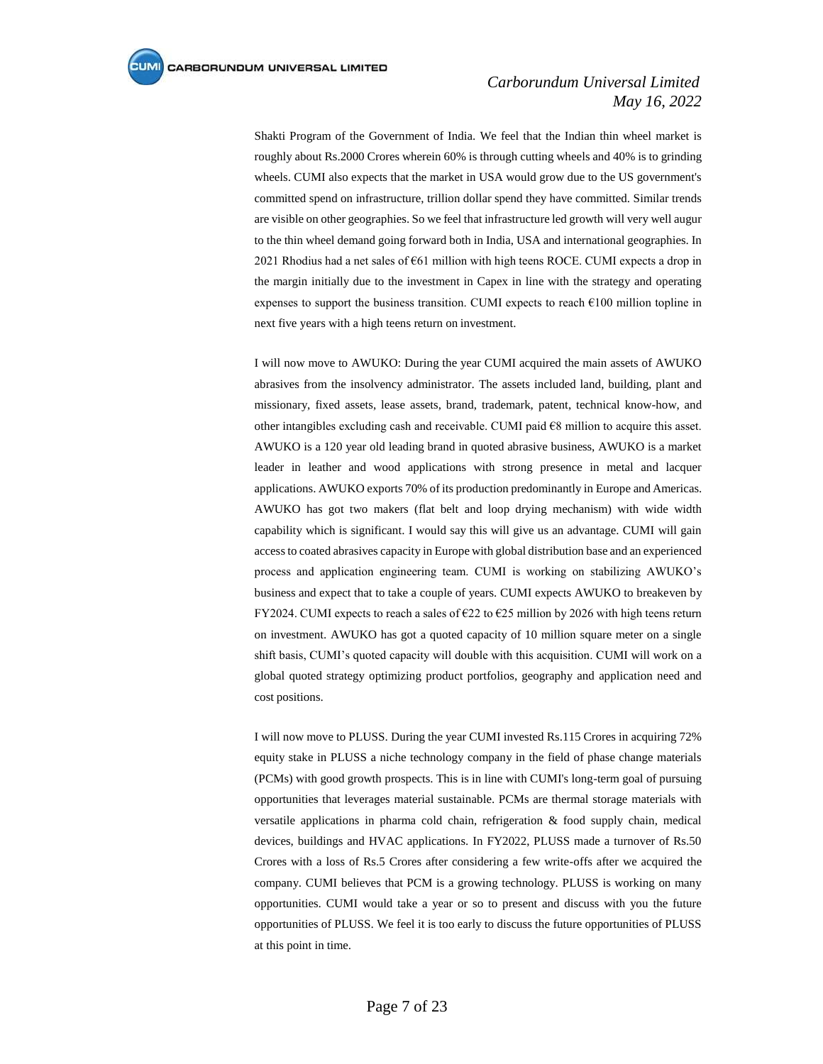Shakti Program of the Government of India. We feel that the Indian thin wheel market is roughly about Rs.2000 Crores wherein 60% is through cutting wheels and 40% is to grinding wheels. CUMI also expects that the market in USA would grow due to the US government's committed spend on infrastructure, trillion dollar spend they have committed. Similar trends are visible on other geographies. So we feel that infrastructure led growth will very well augur to the thin wheel demand going forward both in India, USA and international geographies. In 2021 Rhodius had a net sales of €61 million with high teens ROCE. CUMI expects a drop in the margin initially due to the investment in Capex in line with the strategy and operating expenses to support the business transition. CUMI expects to reach €100 million topline in next five years with a high teens return on investment.

I will now move to AWUKO: During the year CUMI acquired the main assets of AWUKO abrasives from the insolvency administrator. The assets included land, building, plant and missionary, fixed assets, lease assets, brand, trademark, patent, technical know-how, and other intangibles excluding cash and receivable. CUMI paid €8 million to acquire this asset. AWUKO is a 120 year old leading brand in quoted abrasive business, AWUKO is a market leader in leather and wood applications with strong presence in metal and lacquer applications. AWUKO exports 70% of its production predominantly in Europe and Americas. AWUKO has got two makers (flat belt and loop drying mechanism) with wide width capability which is significant. I would say this will give us an advantage. CUMI will gain access to coated abrasives capacity in Europe with global distribution base and an experienced process and application engineering team. CUMI is working on stabilizing AWUKO's business and expect that to take a couple of years. CUMI expects AWUKO to breakeven by FY2024. CUMI expects to reach a sales of €22 to €25 million by 2026 with high teens return on investment. AWUKO has got a quoted capacity of 10 million square meter on a single shift basis, CUMI's quoted capacity will double with this acquisition. CUMI will work on a global quoted strategy optimizing product portfolios, geography and application need and cost positions.

I will now move to PLUSS. During the year CUMI invested Rs.115 Crores in acquiring 72% equity stake in PLUSS a niche technology company in the field of phase change materials (PCMs) with good growth prospects. This is in line with CUMI's long-term goal of pursuing opportunities that leverages material sustainable. PCMs are thermal storage materials with versatile applications in pharma cold chain, refrigeration & food supply chain, medical devices, buildings and HVAC applications. In FY2022, PLUSS made a turnover of Rs.50 Crores with a loss of Rs.5 Crores after considering a few write-offs after we acquired the company. CUMI believes that PCM is a growing technology. PLUSS is working on many opportunities. CUMI would take a year or so to present and discuss with you the future opportunities of PLUSS. We feel it is too early to discuss the future opportunities of PLUSS at this point in time.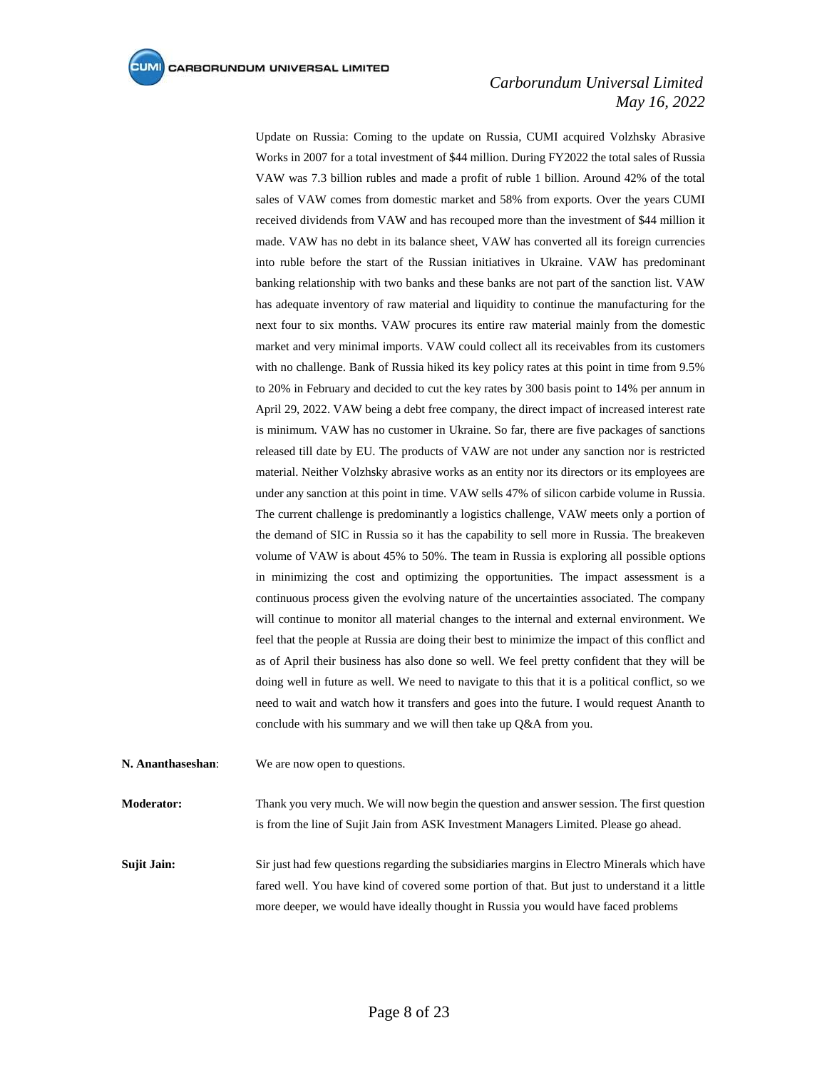Update on Russia: Coming to the update on Russia, CUMI acquired Volzhsky Abrasive Works in 2007 for a total investment of $44 million. During FY2022 the total sales of Russia VAW was 7.3 billion rubles and made a profit of ruble 1 billion. Around 42% of the total sales of VAW comes from domestic market and 58% from exports. Over the years CUMI received dividends from VAW and has recouped more than the investment of $44 million it made. VAW has no debt in its balance sheet, VAW has converted all its foreign currencies into ruble before the start of the Russian initiatives in Ukraine. VAW has predominant banking relationship with two banks and these banks are not part of the sanction list. VAW has adequate inventory of raw material and liquidity to continue the manufacturing for the next four to six months. VAW procures its entire raw material mainly from the domestic market and very minimal imports. VAW could collect all its receivables from its customers with no challenge. Bank of Russia hiked its key policy rates at this point in time from 9.5% to 20% in February and decided to cut the key rates by 300 basis point to 14% per annum in April 29, 2022. VAW being a debt free company, the direct impact of increased interest rate is minimum. VAW has no customer in Ukraine. So far, there are five packages of sanctions released till date by EU. The products of VAW are not under any sanction nor is restricted material. Neither Volzhsky abrasive works as an entity nor its directors or its employees are under any sanction at this point in time. VAW sells 47% of silicon carbide volume in Russia. The current challenge is predominantly a logistics challenge, VAW meets only a portion of the demand of SIC in Russia so it has the capability to sell more in Russia. The breakeven volume of VAW is about 45% to 50%. The team in Russia is exploring all possible options in minimizing the cost and optimizing the opportunities. The impact assessment is a continuous process given the evolving nature of the uncertainties associated. The company will continue to monitor all material changes to the internal and external environment. We feel that the people at Russia are doing their best to minimize the impact of this conflict and as of April their business has also done so well. We feel pretty confident that they will be doing well in future as well. We need to navigate to this that it is a political conflict, so we need to wait and watch how it transfers and goes into the future. I would request Ananth to conclude with his summary and we will then take up Q&A from you.

**N. Ananthaseshan**: We are now open to questions.

**Moderator:** Thank you very much. We will now begin the question and answer session. The first question is from the line of Sujit Jain from ASK Investment Managers Limited. Please go ahead.

**Sujit Jain:** Sir just had few questions regarding the subsidiaries margins in Electro Minerals which have fared well. You have kind of covered some portion of that. But just to understand it a little more deeper, we would have ideally thought in Russia you would have faced problems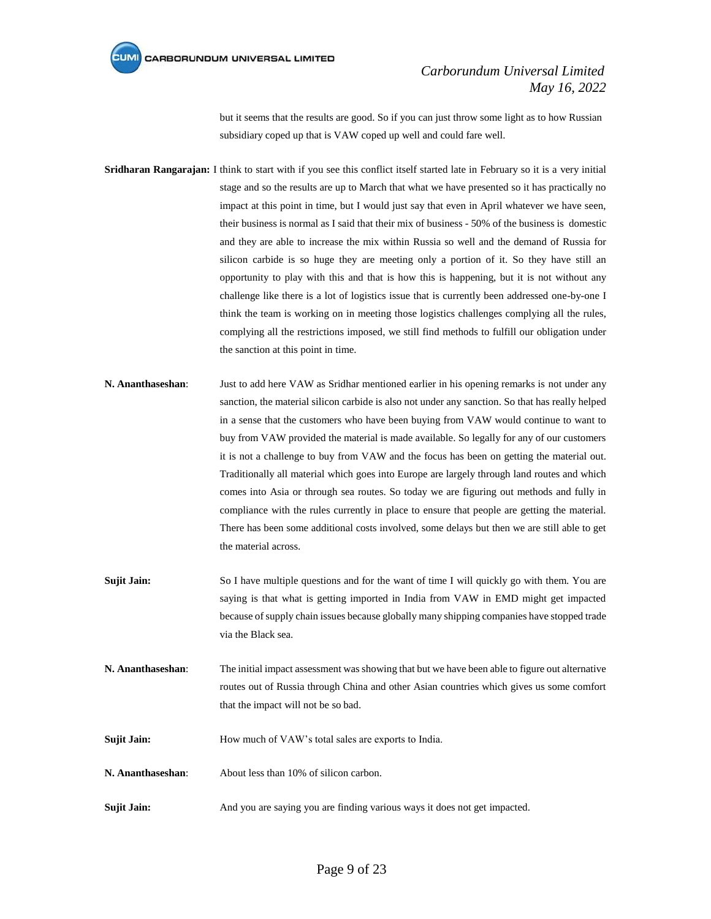but it seems that the results are good. So if you can just throw some light as to how Russian subsidiary coped up that is VAW coped up well and could fare well.

**Sridharan Rangarajan:** I think to start with if you see this conflict itself started late in February so it is a very initial stage and so the results are up to March that what we have presented so it has practically no impact at this point in time, but I would just say that even in April whatever we have seen, their business is normal as I said that their mix of business - 50% of the business is domestic and they are able to increase the mix within Russia so well and the demand of Russia for silicon carbide is so huge they are meeting only a portion of it. So they have still an opportunity to play with this and that is how this is happening, but it is not without any challenge like there is a lot of logistics issue that is currently been addressed one-by-one I think the team is working on in meeting those logistics challenges complying all the rules, complying all the restrictions imposed, we still find methods to fulfill our obligation under the sanction at this point in time.

**N. Ananthaseshan**: Just to add here VAW as Sridhar mentioned earlier in his opening remarks is not under any sanction, the material silicon carbide is also not under any sanction. So that has really helped in a sense that the customers who have been buying from VAW would continue to want to buy from VAW provided the material is made available. So legally for any of our customers it is not a challenge to buy from VAW and the focus has been on getting the material out. Traditionally all material which goes into Europe are largely through land routes and which comes into Asia or through sea routes. So today we are figuring out methods and fully in compliance with the rules currently in place to ensure that people are getting the material. There has been some additional costs involved, some delays but then we are still able to get the material across.

**Sujit Jain:** So I have multiple questions and for the want of time I will quickly go with them. You are saying is that what is getting imported in India from VAW in EMD might get impacted because of supply chain issues because globally many shipping companies have stopped trade via the Black sea.

**N. Ananthaseshan**: The initial impact assessment was showing that but we have been able to figure out alternative routes out of Russia through China and other Asian countries which gives us some comfort that the impact will not be so bad.

**Sujit Jain:** How much of VAW's total sales are exports to India.

**N. Ananthaseshan**: About less than 10% of silicon carbon.

**Sujit Jain:** And you are saying you are finding various ways it does not get impacted.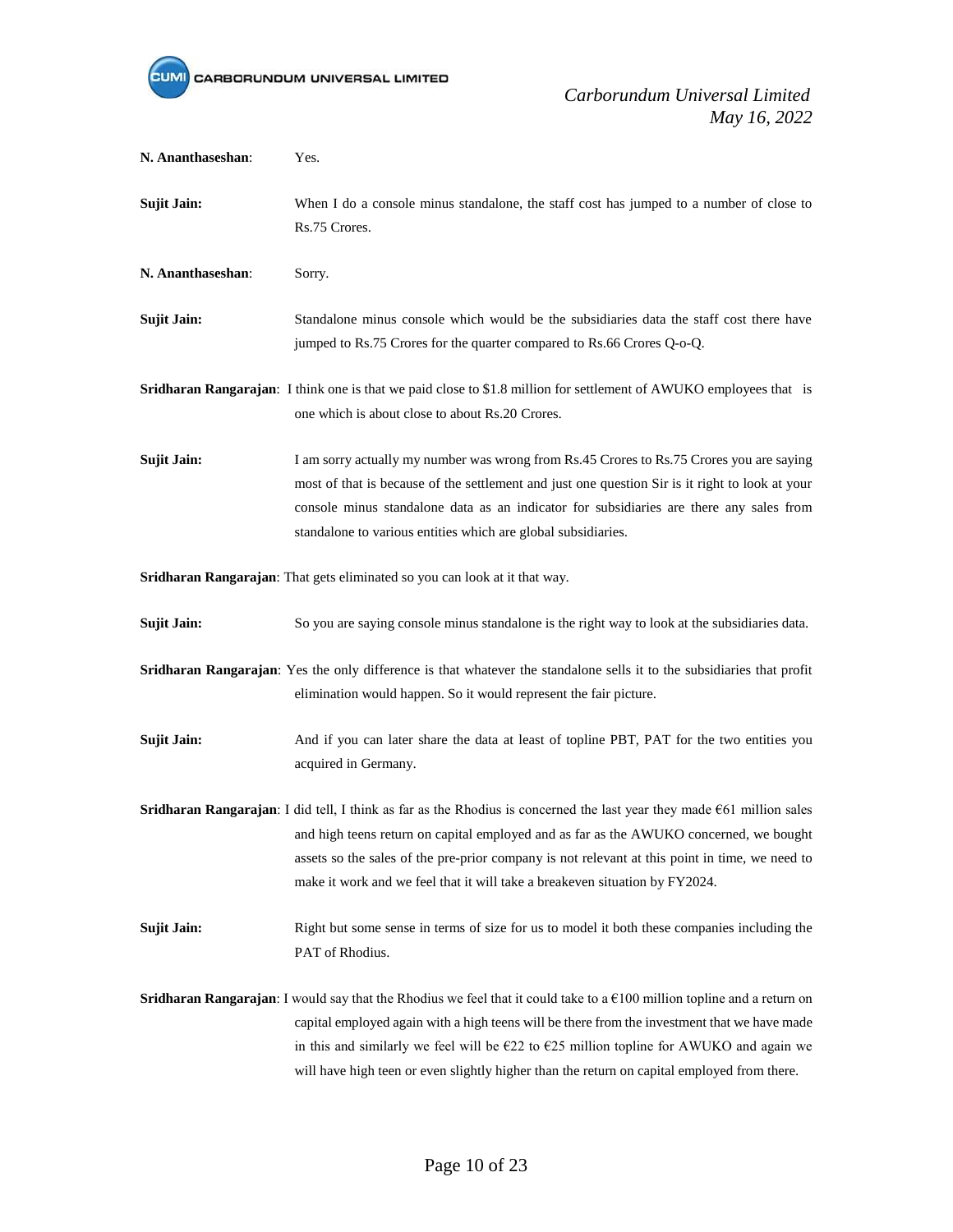**N. Ananthaseshan**: Yes.

**Sujit Jain:** When I do a console minus standalone, the staff cost has jumped to a number of close to Rs.75 Crores.

**N. Ananthaseshan**: Sorry.

**Sujit Jain:** Standalone minus console which would be the subsidiaries data the staff cost there have jumped to Rs.75 Crores for the quarter compared to Rs.66 Crores Q-o-Q.

**Sridharan Rangarajan**: I think one is that we paid close to $1.8 million for settlement of AWUKO employees that is one which is about close to about Rs.20 Crores.

**Sujit Jain:** I am sorry actually my number was wrong from Rs.45 Crores to Rs.75 Crores you are saying most of that is because of the settlement and just one question Sir is it right to look at your console minus standalone data as an indicator for subsidiaries are there any sales from standalone to various entities which are global subsidiaries.

**Sridharan Rangarajan**: That gets eliminated so you can look at it that way.

**Sujit Jain:** So you are saying console minus standalone is the right way to look at the subsidiaries data.

**Sridharan Rangarajan**: Yes the only difference is that whatever the standalone sells it to the subsidiaries that profit elimination would happen. So it would represent the fair picture.

**Sujit Jain:** And if you can later share the data at least of topline PBT, PAT for the two entities you acquired in Germany.

**Sridharan Rangarajan**: I did tell, I think as far as the Rhodius is concerned the last year they made €61 million sales and high teens return on capital employed and as far as the AWUKO concerned, we bought assets so the sales of the pre-prior company is not relevant at this point in time, we need to make it work and we feel that it will take a breakeven situation by FY2024.

**Sujit Jain:** Right but some sense in terms of size for us to model it both these companies including the PAT of Rhodius.

**Sridharan Rangarajan**: I would say that the Rhodius we feel that it could take to a €100 million topline and a return on capital employed again with a high teens will be there from the investment that we have made in this and similarly we feel will be €22 to €25 million topline for AWUKO and again we will have high teen or even slightly higher than the return on capital employed from there.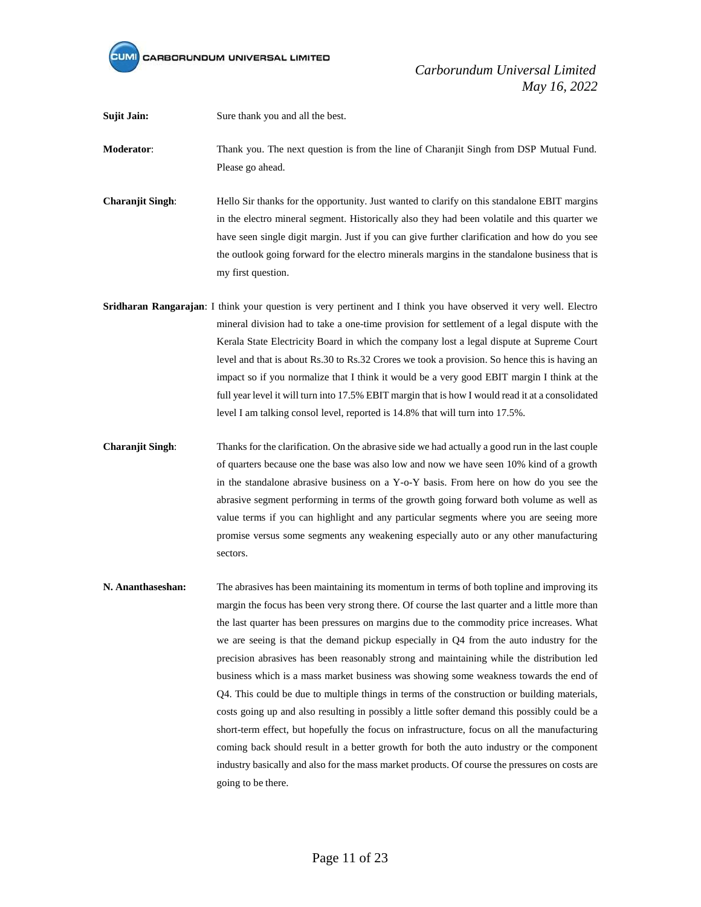**Sujit Jain:** Sure thank you and all the best.

**Moderator**: Thank you. The next question is from the line of Charanjit Singh from DSP Mutual Fund. Please go ahead.

**Charanjit Singh**: Hello Sir thanks for the opportunity. Just wanted to clarify on this standalone EBIT margins in the electro mineral segment. Historically also they had been volatile and this quarter we have seen single digit margin. Just if you can give further clarification and how do you see the outlook going forward for the electro minerals margins in the standalone business that is my first question.

**Sridharan Rangarajan**: I think your question is very pertinent and I think you have observed it very well. Electro mineral division had to take a one-time provision for settlement of a legal dispute with the Kerala State Electricity Board in which the company lost a legal dispute at Supreme Court level and that is about Rs.30 to Rs.32 Crores we took a provision. So hence this is having an impact so if you normalize that I think it would be a very good EBIT margin I think at the full year level it will turn into 17.5% EBIT margin that is how I would read it at a consolidated level I am talking consol level, reported is 14.8% that will turn into 17.5%.

**Charanjit Singh**: Thanks for the clarification. On the abrasive side we had actually a good run in the last couple of quarters because one the base was also low and now we have seen 10% kind of a growth in the standalone abrasive business on a Y-o-Y basis. From here on how do you see the abrasive segment performing in terms of the growth going forward both volume as well as value terms if you can highlight and any particular segments where you are seeing more promise versus some segments any weakening especially auto or any other manufacturing sectors.

**N. Ananthaseshan:** The abrasives has been maintaining its momentum in terms of both topline and improving its margin the focus has been very strong there. Of course the last quarter and a little more than the last quarter has been pressures on margins due to the commodity price increases. What we are seeing is that the demand pickup especially in Q4 from the auto industry for the precision abrasives has been reasonably strong and maintaining while the distribution led business which is a mass market business was showing some weakness towards the end of Q4. This could be due to multiple things in terms of the construction or building materials, costs going up and also resulting in possibly a little softer demand this possibly could be a short-term effect, but hopefully the focus on infrastructure, focus on all the manufacturing coming back should result in a better growth for both the auto industry or the component industry basically and also for the mass market products. Of course the pressures on costs are going to be there.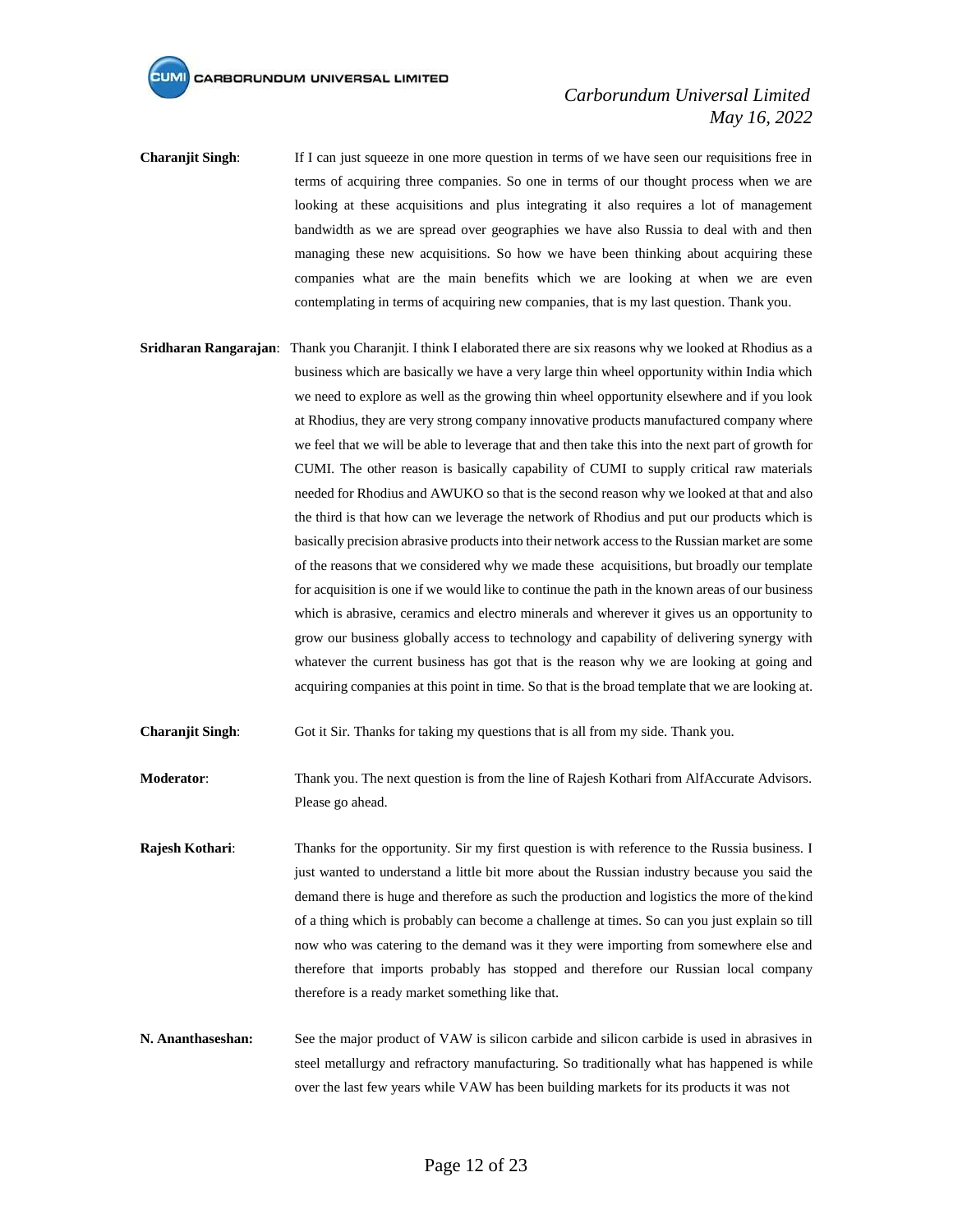**Charanjit Singh**: If I can just squeeze in one more question in terms of we have seen our requisitions free in terms of acquiring three companies. So one in terms of our thought process when we are looking at these acquisitions and plus integrating it also requires a lot of management bandwidth as we are spread over geographies we have also Russia to deal with and then managing these new acquisitions. So how we have been thinking about acquiring these companies what are the main benefits which we are looking at when we are even contemplating in terms of acquiring new companies, that is my last question. Thank you.

**Sridharan Rangarajan**: Thank you Charanjit. I think I elaborated there are six reasons why we looked at Rhodius as a business which are basically we have a very large thin wheel opportunity within India which we need to explore as well as the growing thin wheel opportunity elsewhere and if you look at Rhodius, they are very strong company innovative products manufactured company where we feel that we will be able to leverage that and then take this into the next part of growth for CUMI. The other reason is basically capability of CUMI to supply critical raw materials needed for Rhodius and AWUKO so that is the second reason why we looked at that and also the third is that how can we leverage the network of Rhodius and put our products which is basically precision abrasive products into their network access to the Russian market are some of the reasons that we considered why we made these acquisitions, but broadly our template for acquisition is one if we would like to continue the path in the known areas of our business which is abrasive, ceramics and electro minerals and wherever it gives us an opportunity to grow our business globally access to technology and capability of delivering synergy with whatever the current business has got that is the reason why we are looking at going and acquiring companies at this point in time. So that is the broad template that we are looking at.

**Charanjit Singh**: Got it Sir. Thanks for taking my questions that is all from my side. Thank you.

**Moderator**: Thank you. The next question is from the line of Rajesh Kothari from AlfAccurate Advisors. Please go ahead.

**Rajesh Kothari**: Thanks for the opportunity. Sir my first question is with reference to the Russia business. I just wanted to understand a little bit more about the Russian industry because you said the demand there is huge and therefore as such the production and logistics the more of the kind of a thing which is probably can become a challenge at times. So can you just explain so till now who was catering to the demand was it they were importing from somewhere else and therefore that imports probably has stopped and therefore our Russian local company therefore is a ready market something like that.

**N. Ananthaseshan:** See the major product of VAW is silicon carbide and silicon carbide is used in abrasives in steel metallurgy and refractory manufacturing. So traditionally what has happened is while over the last few years while VAW has been building markets for its products it was not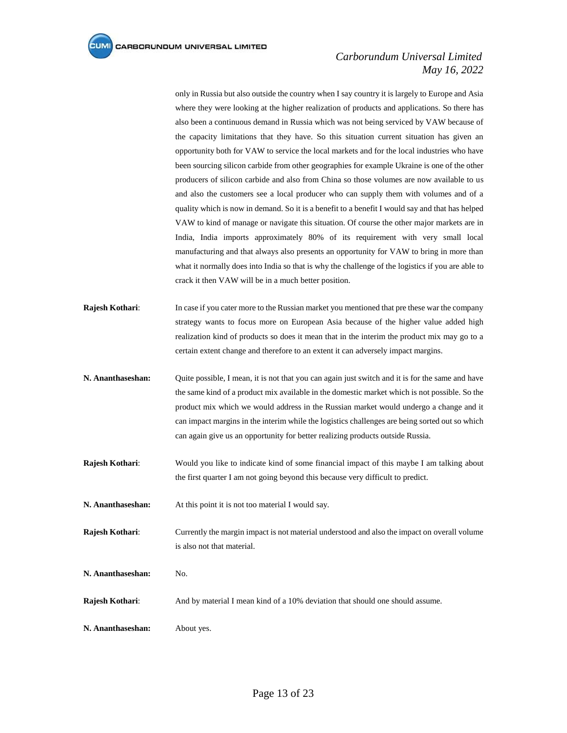only in Russia but also outside the country when I say country it is largely to Europe and Asia where they were looking at the higher realization of products and applications. So there has also been a continuous demand in Russia which was not being serviced by VAW because of the capacity limitations that they have. So this situation current situation has given an opportunity both for VAW to service the local markets and for the local industries who have been sourcing silicon carbide from other geographies for example Ukraine is one of the other producers of silicon carbide and also from China so those volumes are now available to us and also the customers see a local producer who can supply them with volumes and of a quality which is now in demand. So it is a benefit to a benefit I would say and that has helped VAW to kind of manage or navigate this situation. Of course the other major markets are in India, India imports approximately 80% of its requirement with very small local manufacturing and that always also presents an opportunity for VAW to bring in more than what it normally does into India so that is why the challenge of the logistics if you are able to crack it then VAW will be in a much better position.

**Rajesh Kothari**: In case if you cater more to the Russian market you mentioned that pre these war the company strategy wants to focus more on European Asia because of the higher value added high realization kind of products so does it mean that in the interim the product mix may go to a certain extent change and therefore to an extent it can adversely impact margins.

**N. Ananthaseshan:** Quite possible, I mean, it is not that you can again just switch and it is for the same and have the same kind of a product mix available in the domestic market which is not possible. So the product mix which we would address in the Russian market would undergo a change and it can impact margins in the interim while the logistics challenges are being sorted out so which can again give us an opportunity for better realizing products outside Russia.

**Rajesh Kothari**: Would you like to indicate kind of some financial impact of this maybe I am talking about the first quarter I am not going beyond this because very difficult to predict.

**N. Ananthaseshan:** At this point it is not too material I would say.

**Rajesh Kothari**: Currently the margin impact is not material understood and also the impact on overall volume is also not that material.

**N. Ananthaseshan:** No.

**Rajesh Kothari**: And by material I mean kind of a 10% deviation that should one should assume.

**N. Ananthaseshan:** About yes.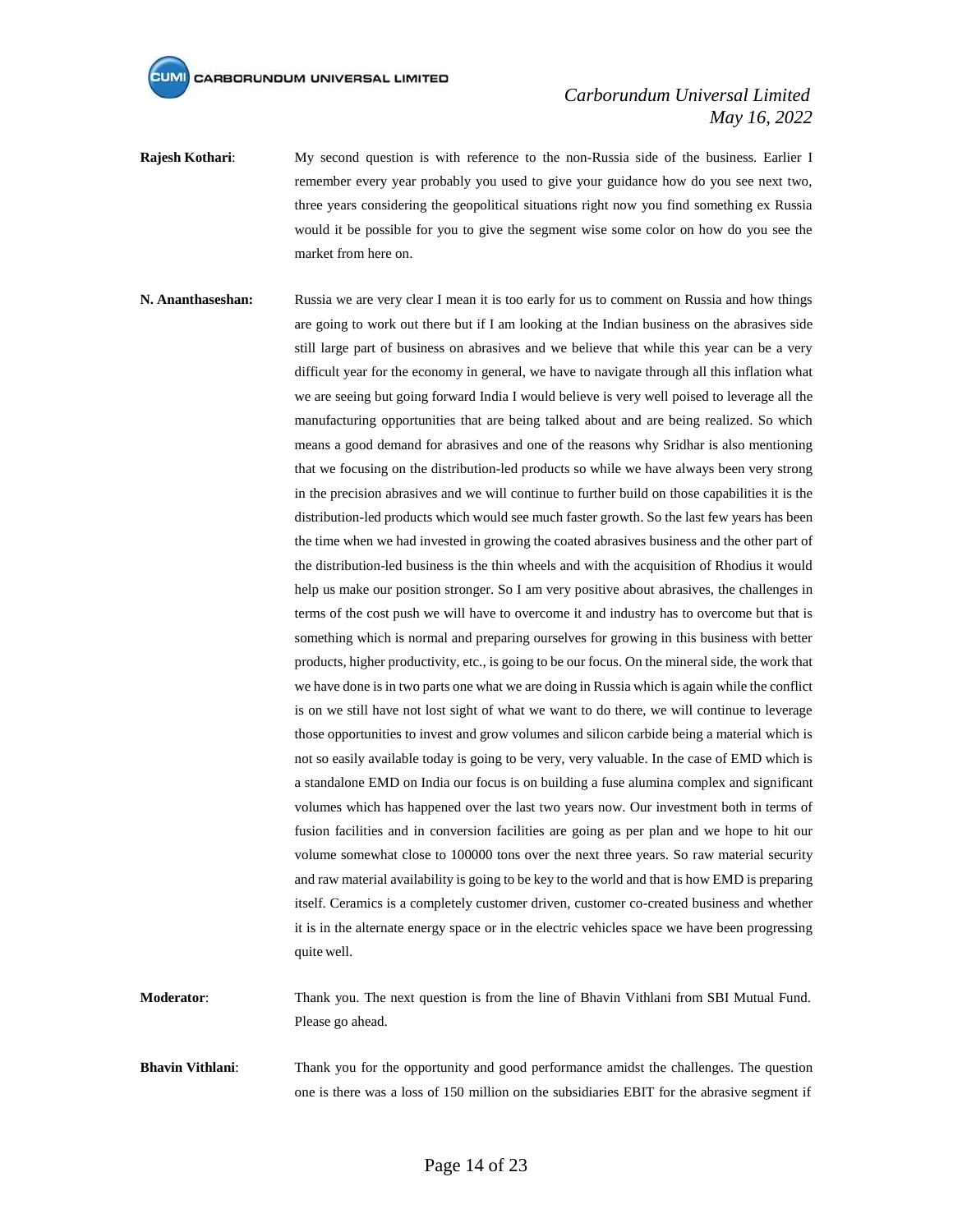**Rajesh Kothari**: My second question is with reference to the non-Russia side of the business. Earlier I remember every year probably you used to give your guidance how do you see next two, three years considering the geopolitical situations right now you find something ex Russia would it be possible for you to give the segment wise some color on how do you see the market from here on.

**N. Ananthaseshan:** Russia we are very clear I mean it is too early for us to comment on Russia and how things are going to work out there but if I am looking at the Indian business on the abrasives side still large part of business on abrasives and we believe that while this year can be a very difficult year for the economy in general, we have to navigate through all this inflation what we are seeing but going forward India I would believe is very well poised to leverage all the manufacturing opportunities that are being talked about and are being realized. So which means a good demand for abrasives and one of the reasons why Sridhar is also mentioning that we focusing on the distribution-led products so while we have always been very strong in the precision abrasives and we will continue to further build on those capabilities it is the distribution-led products which would see much faster growth. So the last few years has been the time when we had invested in growing the coated abrasives business and the other part of the distribution-led business is the thin wheels and with the acquisition of Rhodius it would help us make our position stronger. So I am very positive about abrasives, the challenges in terms of the cost push we will have to overcome it and industry has to overcome but that is something which is normal and preparing ourselves for growing in this business with better products, higher productivity, etc., is going to be our focus. On the mineral side, the work that we have done is in two parts one what we are doing in Russia which is again while the conflict is on we still have not lost sight of what we want to do there, we will continue to leverage those opportunities to invest and grow volumes and silicon carbide being a material which is not so easily available today is going to be very, very valuable. In the case of EMD which is a standalone EMD on India our focus is on building a fuse alumina complex and significant volumes which has happened over the last two years now. Our investment both in terms of fusion facilities and in conversion facilities are going as per plan and we hope to hit our volume somewhat close to 100000 tons over the next three years. So raw material security and raw material availability is going to be key to the world and that is how EMD is preparing itself. Ceramics is a completely customer driven, customer co-created business and whether it is in the alternate energy space or in the electric vehicles space we have been progressing quite well.

**Moderator**: Thank you. The next question is from the line of Bhavin Vithlani from SBI Mutual Fund. Please go ahead.

**Bhavin Vithlani**: Thank you for the opportunity and good performance amidst the challenges. The question one is there was a loss of 150 million on the subsidiaries EBIT for the abrasive segment if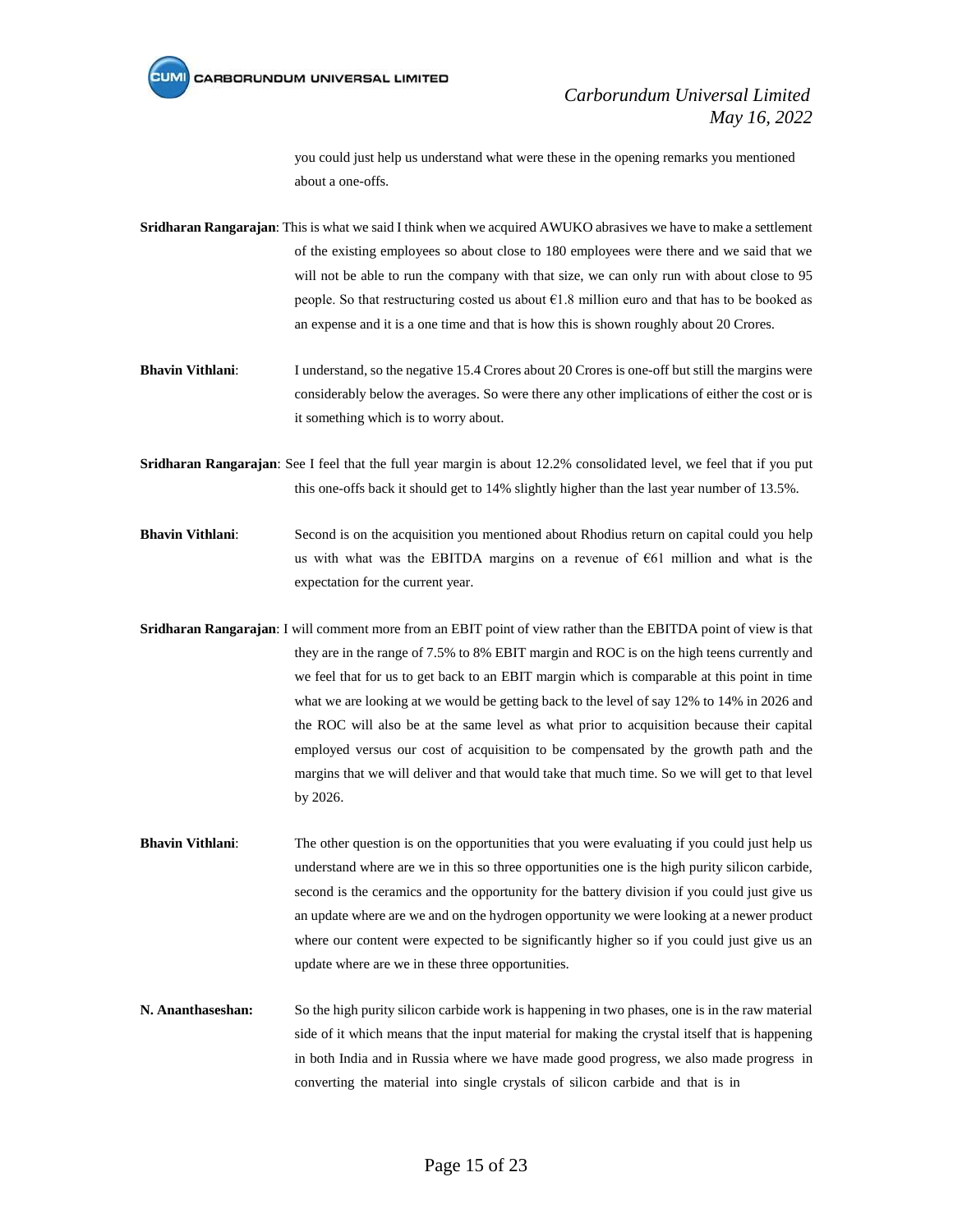you could just help us understand what were these in the opening remarks you mentioned about a one-offs.

**Sridharan Rangarajan**: This is what we said I think when we acquired AWUKO abrasives we have to make a settlement of the existing employees so about close to 180 employees were there and we said that we will not be able to run the company with that size, we can only run with about close to 95 people. So that restructuring costed us about €1.8 million euro and that has to be booked as an expense and it is a one time and that is how this is shown roughly about 20 Crores.

**Bhavin Vithlani**: I understand, so the negative 15.4 Crores about 20 Crores is one-off but still the margins were considerably below the averages. So were there any other implications of either the cost or is it something which is to worry about.

**Sridharan Rangarajan**: See I feel that the full year margin is about 12.2% consolidated level, we feel that if you put this one-offs back it should get to 14% slightly higher than the last year number of 13.5%.

**Bhavin Vithlani**: Second is on the acquisition you mentioned about Rhodius return on capital could you help us with what was the EBITDA margins on a revenue of €61 million and what is the expectation for the current year.

**Sridharan Rangarajan**: I will comment more from an EBIT point of view rather than the EBITDA point of view is that they are in the range of 7.5% to 8% EBIT margin and ROC is on the high teens currently and we feel that for us to get back to an EBIT margin which is comparable at this point in time what we are looking at we would be getting back to the level of say 12% to 14% in 2026 and the ROC will also be at the same level as what prior to acquisition because their capital employed versus our cost of acquisition to be compensated by the growth path and the margins that we will deliver and that would take that much time. So we will get to that level by 2026.

**Bhavin Vithlani**: The other question is on the opportunities that you were evaluating if you could just help us understand where are we in this so three opportunities one is the high purity silicon carbide, second is the ceramics and the opportunity for the battery division if you could just give us an update where are we and on the hydrogen opportunity we were looking at a newer product where our content were expected to be significantly higher so if you could just give us an update where are we in these three opportunities.

**N. Ananthaseshan:** So the high purity silicon carbide work is happening in two phases, one is in the raw material side of it which means that the input material for making the crystal itself that is happening in both India and in Russia where we have made good progress, we also made progress in converting the material into single crystals of silicon carbide and that is in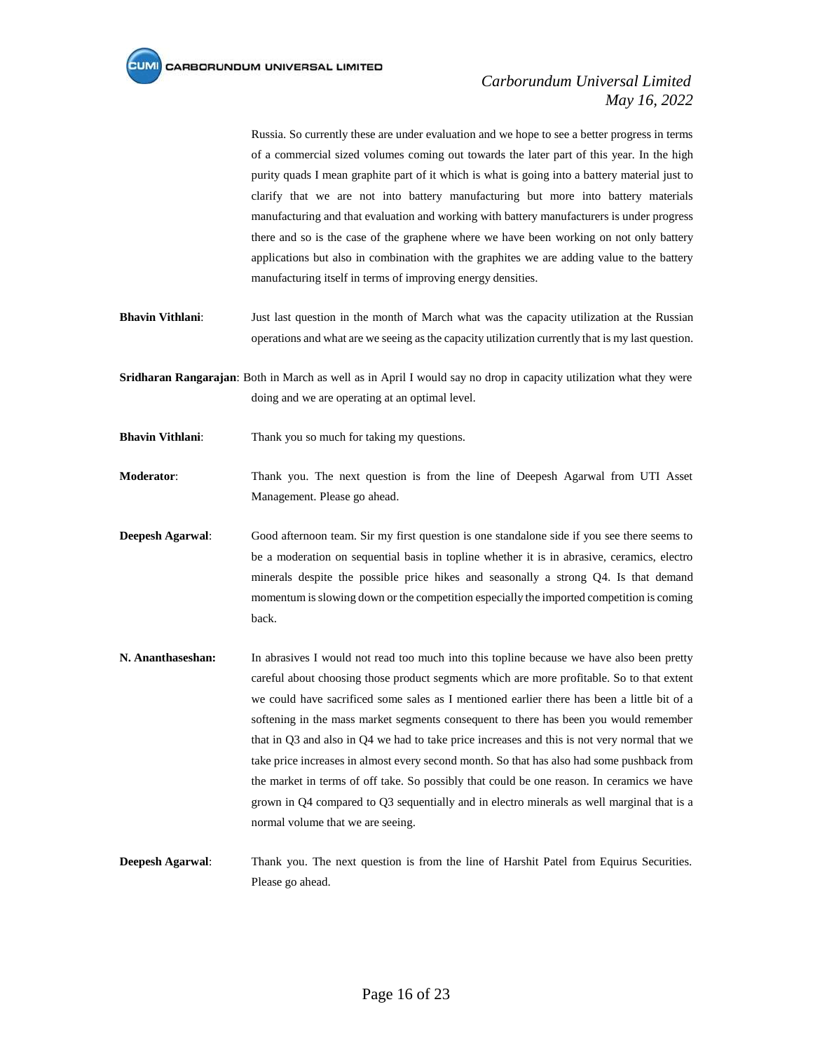Russia. So currently these are under evaluation and we hope to see a better progress in terms of a commercial sized volumes coming out towards the later part of this year. In the high purity quads I mean graphite part of it which is what is going into a battery material just to clarify that we are not into battery manufacturing but more into battery materials manufacturing and that evaluation and working with battery manufacturers is under progress there and so is the case of the graphene where we have been working on not only battery applications but also in combination with the graphites we are adding value to the battery manufacturing itself in terms of improving energy densities.

**Bhavin Vithlani**: Just last question in the month of March what was the capacity utilization at the Russian operations and what are we seeing as the capacity utilization currently that is my last question.

**Sridharan Rangarajan**: Both in March as well as in April I would say no drop in capacity utilization what they were doing and we are operating at an optimal level.

**Bhavin Vithlani**: Thank you so much for taking my questions.

**Moderator**: Thank you. The next question is from the line of Deepesh Agarwal from UTI Asset Management. Please go ahead.

**Deepesh Agarwal**: Good afternoon team. Sir my first question is one standalone side if you see there seems to be a moderation on sequential basis in topline whether it is in abrasive, ceramics, electro minerals despite the possible price hikes and seasonally a strong Q4. Is that demand momentum is slowing down or the competition especially the imported competition is coming back.

**N. Ananthaseshan:** In abrasives I would not read too much into this topline because we have also been pretty careful about choosing those product segments which are more profitable. So to that extent we could have sacrificed some sales as I mentioned earlier there has been a little bit of a softening in the mass market segments consequent to there has been you would remember that in Q3 and also in Q4 we had to take price increases and this is not very normal that we take price increases in almost every second month. So that has also had some pushback from the market in terms of off take. So possibly that could be one reason. In ceramics we have grown in Q4 compared to Q3 sequentially and in electro minerals as well marginal that is a normal volume that we are seeing.

**Deepesh Agarwal**: Thank you. The next question is from the line of Harshit Patel from Equirus Securities. Please go ahead.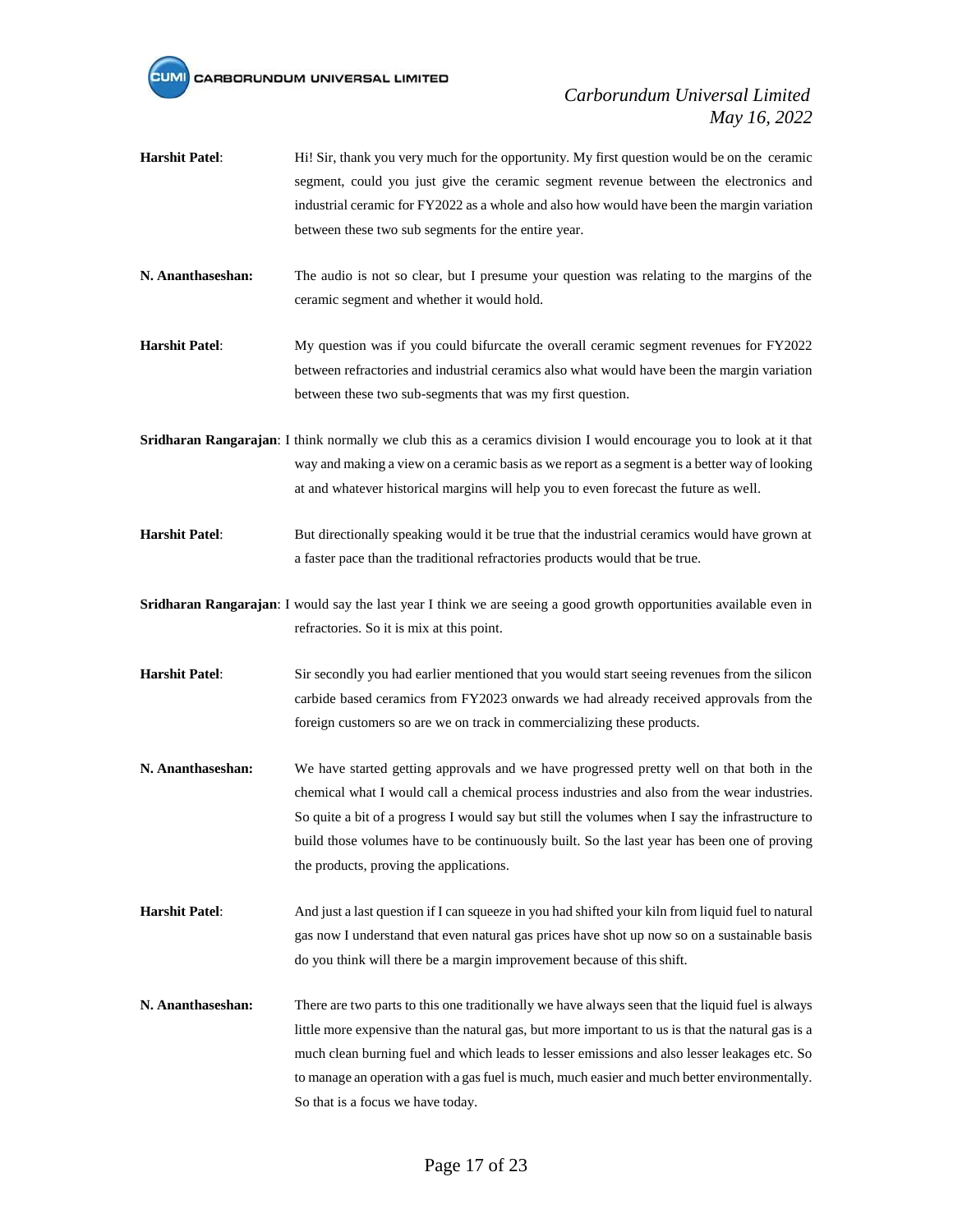**Harshit Patel**: Hi! Sir, thank you very much for the opportunity. My first question would be on the ceramic segment, could you just give the ceramic segment revenue between the electronics and industrial ceramic for FY2022 as a whole and also how would have been the margin variation between these two sub segments for the entire year.

**N. Ananthaseshan:** The audio is not so clear, but I presume your question was relating to the margins of the ceramic segment and whether it would hold.

**Harshit Patel**: My question was if you could bifurcate the overall ceramic segment revenues for FY2022 between refractories and industrial ceramics also what would have been the margin variation between these two sub-segments that was my first question.

**Sridharan Rangarajan**: I think normally we club this as a ceramics division I would encourage you to look at it that way and making a view on a ceramic basis as we report as a segment is a better way of looking at and whatever historical margins will help you to even forecast the future as well.

**Harshit Patel**: But directionally speaking would it be true that the industrial ceramics would have grown at a faster pace than the traditional refractories products would that be true.

**Sridharan Rangarajan**: I would say the last year I think we are seeing a good growth opportunities available even in refractories. So it is mix at this point.

**Harshit Patel**: Sir secondly you had earlier mentioned that you would start seeing revenues from the silicon carbide based ceramics from FY2023 onwards we had already received approvals from the foreign customers so are we on track in commercializing these products.

**N. Ananthaseshan:** We have started getting approvals and we have progressed pretty well on that both in the chemical what I would call a chemical process industries and also from the wear industries. So quite a bit of a progress I would say but still the volumes when I say the infrastructure to build those volumes have to be continuously built. So the last year has been one of proving the products, proving the applications.

**Harshit Patel**: And just a last question if I can squeeze in you had shifted your kiln from liquid fuel to natural gas now I understand that even natural gas prices have shot up now so on a sustainable basis do you think will there be a margin improvement because of this shift.

**N. Ananthaseshan:** There are two parts to this one traditionally we have always seen that the liquid fuel is always little more expensive than the natural gas, but more important to us is that the natural gas is a much clean burning fuel and which leads to lesser emissions and also lesser leakages etc. So to manage an operation with a gas fuel is much, much easier and much better environmentally. So that is a focus we have today.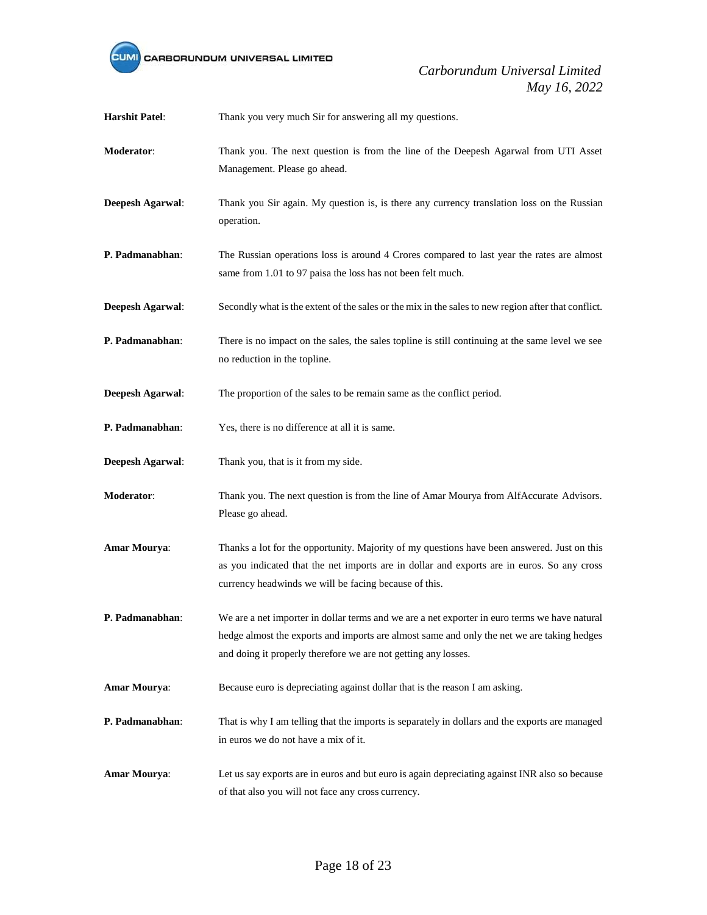**Harshit Patel**: Thank you very much Sir for answering all my questions.

**Moderator**: Thank you. The next question is from the line of the Deepesh Agarwal from UTI Asset Management. Please go ahead.

**Deepesh Agarwal**: Thank you Sir again. My question is, is there any currency translation loss on the Russian operation.

**P. Padmanabhan**: The Russian operations loss is around 4 Crores compared to last year the rates are almost same from 1.01 to 97 paisa the loss has not been felt much.

**Deepesh Agarwal**: Secondly what is the extent of the sales or the mix in the sales to new region after that conflict.

**P. Padmanabhan**: There is no impact on the sales, the sales topline is still continuing at the same level we see no reduction in the topline.

**Deepesh Agarwal**: The proportion of the sales to be remain same as the conflict period.

**P. Padmanabhan**: Yes, there is no difference at all it is same.

**Deepesh Agarwal**: Thank you, that is it from my side.

**Moderator**: Thank you. The next question is from the line of Amar Mourya from AlfAccurate Advisors. Please go ahead.

**Amar Mourya**: Thanks a lot for the opportunity. Majority of my questions have been answered. Just on this as you indicated that the net imports are in dollar and exports are in euros. So any cross currency headwinds we will be facing because of this.

**P. Padmanabhan**: We are a net importer in dollar terms and we are a net exporter in euro terms we have natural hedge almost the exports and imports are almost same and only the net we are taking hedges and doing it properly therefore we are not getting any losses.

**Amar Mourya**: Because euro is depreciating against dollar that is the reason I am asking.

**P. Padmanabhan**: That is why I am telling that the imports is separately in dollars and the exports are managed in euros we do not have a mix of it.

**Amar Mourya**: Let us say exports are in euros and but euro is again depreciating against INR also so because of that also you will not face any cross currency.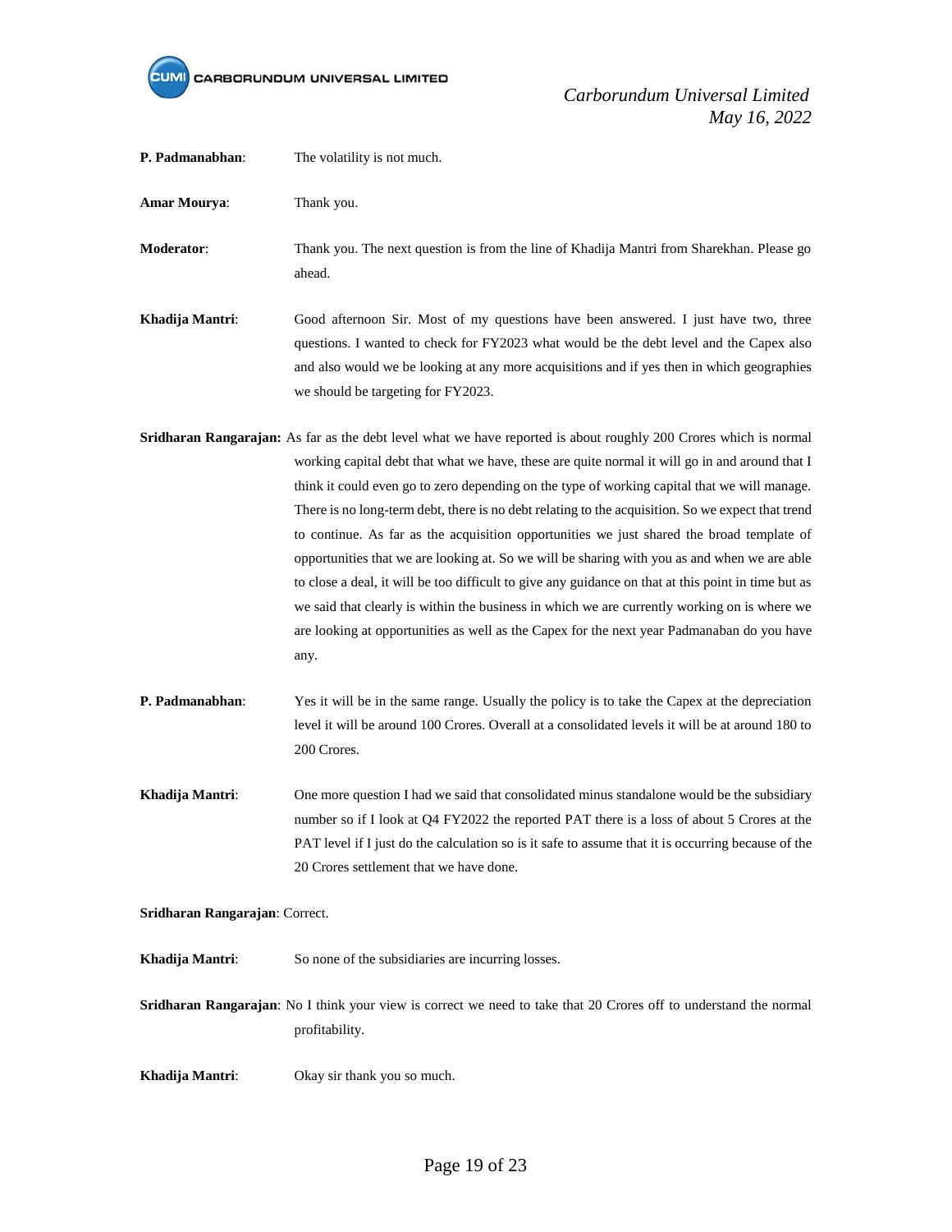**P. Padmanabhan**: The volatility is not much.

**Amar Mourya**: Thank you.

**Moderator**: Thank you. The next question is from the line of Khadija Mantri from Sharekhan. Please go ahead.

**Khadija Mantri**: Good afternoon Sir. Most of my questions have been answered. I just have two, three questions. I wanted to check for FY2023 what would be the debt level and the Capex also and also would we be looking at any more acquisitions and if yes then in which geographies we should be targeting for FY2023.

**Sridharan Rangarajan:** As far as the debt level what we have reported is about roughly 200 Crores which is normal working capital debt that what we have, these are quite normal it will go in and around that I think it could even go to zero depending on the type of working capital that we will manage. There is no long-term debt, there is no debt relating to the acquisition. So we expect that trend to continue. As far as the acquisition opportunities we just shared the broad template of opportunities that we are looking at. So we will be sharing with you as and when we are able to close a deal, it will be too difficult to give any guidance on that at this point in time but as we said that clearly is within the business in which we are currently working on is where we are looking at opportunities as well as the Capex for the next year Padmanaban do you have any.

**P. Padmanabhan**: Yes it will be in the same range. Usually the policy is to take the Capex at the depreciation level it will be around 100 Crores. Overall at a consolidated levels it will be at around 180 to 200 Crores.

**Khadija Mantri**: One more question I had we said that consolidated minus standalone would be the subsidiary number so if I look at Q4 FY2022 the reported PAT there is a loss of about 5 Crores at the PAT level if I just do the calculation so is it safe to assume that it is occurring because of the 20 Crores settlement that we have done.

**Sridharan Rangarajan**: Correct.

**Khadija Mantri**: So none of the subsidiaries are incurring losses.

**Sridharan Rangarajan**: No I think your view is correct we need to take that 20 Crores off to understand the normal profitability.

**Khadija Mantri**: Okay sir thank you so much.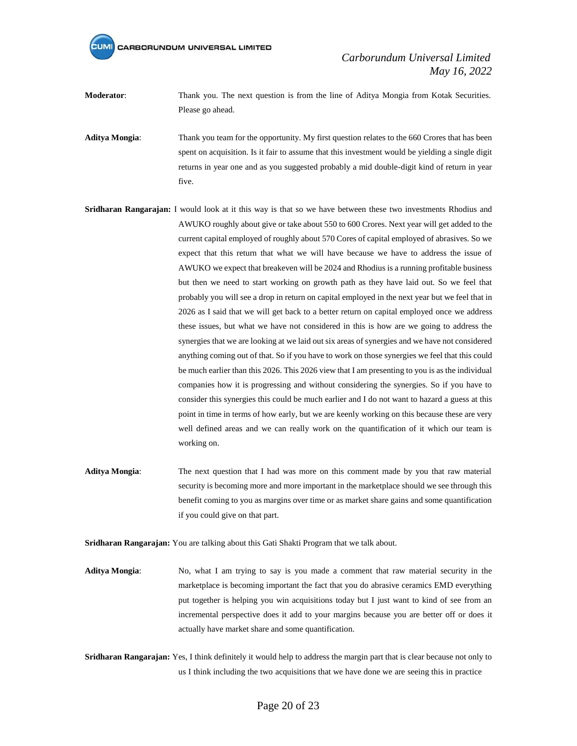**Moderator**: Thank you. The next question is from the line of Aditya Mongia from Kotak Securities. Please go ahead.

**Aditya Mongia**: Thank you team for the opportunity. My first question relates to the 660 Crores that has been spent on acquisition. Is it fair to assume that this investment would be yielding a single digit returns in year one and as you suggested probably a mid double-digit kind of return in year five.

**Sridharan Rangarajan:** I would look at it this way is that so we have between these two investments Rhodius and AWUKO roughly about give or take about 550 to 600 Crores. Next year will get added to the current capital employed of roughly about 570 Cores of capital employed of abrasives. So we expect that this return that what we will have because we have to address the issue of AWUKO we expect that breakeven will be 2024 and Rhodius is a running profitable business but then we need to start working on growth path as they have laid out. So we feel that probably you will see a drop in return on capital employed in the next year but we feel that in 2026 as I said that we will get back to a better return on capital employed once we address these issues, but what we have not considered in this is how are we going to address the synergies that we are looking at we laid out six areas of synergies and we have not considered anything coming out of that. So if you have to work on those synergies we feel that this could be much earlier than this 2026. This 2026 view that I am presenting to you is as the individual companies how it is progressing and without considering the synergies. So if you have to consider this synergies this could be much earlier and I do not want to hazard a guess at this point in time in terms of how early, but we are keenly working on this because these are very well defined areas and we can really work on the quantification of it which our team is working on.

**Aditya Mongia**: The next question that I had was more on this comment made by you that raw material security is becoming more and more important in the marketplace should we see through this benefit coming to you as margins over time or as market share gains and some quantification if you could give on that part.

**Sridharan Rangarajan:** You are talking about this Gati Shakti Program that we talk about.

**Aditya Mongia**: No, what I am trying to say is you made a comment that raw material security in the marketplace is becoming important the fact that you do abrasive ceramics EMD everything put together is helping you win acquisitions today but I just want to kind of see from an incremental perspective does it add to your margins because you are better off or does it actually have market share and some quantification.

**Sridharan Rangarajan:** Yes, I think definitely it would help to address the margin part that is clear because not only to us I think including the two acquisitions that we have done we are seeing this in practice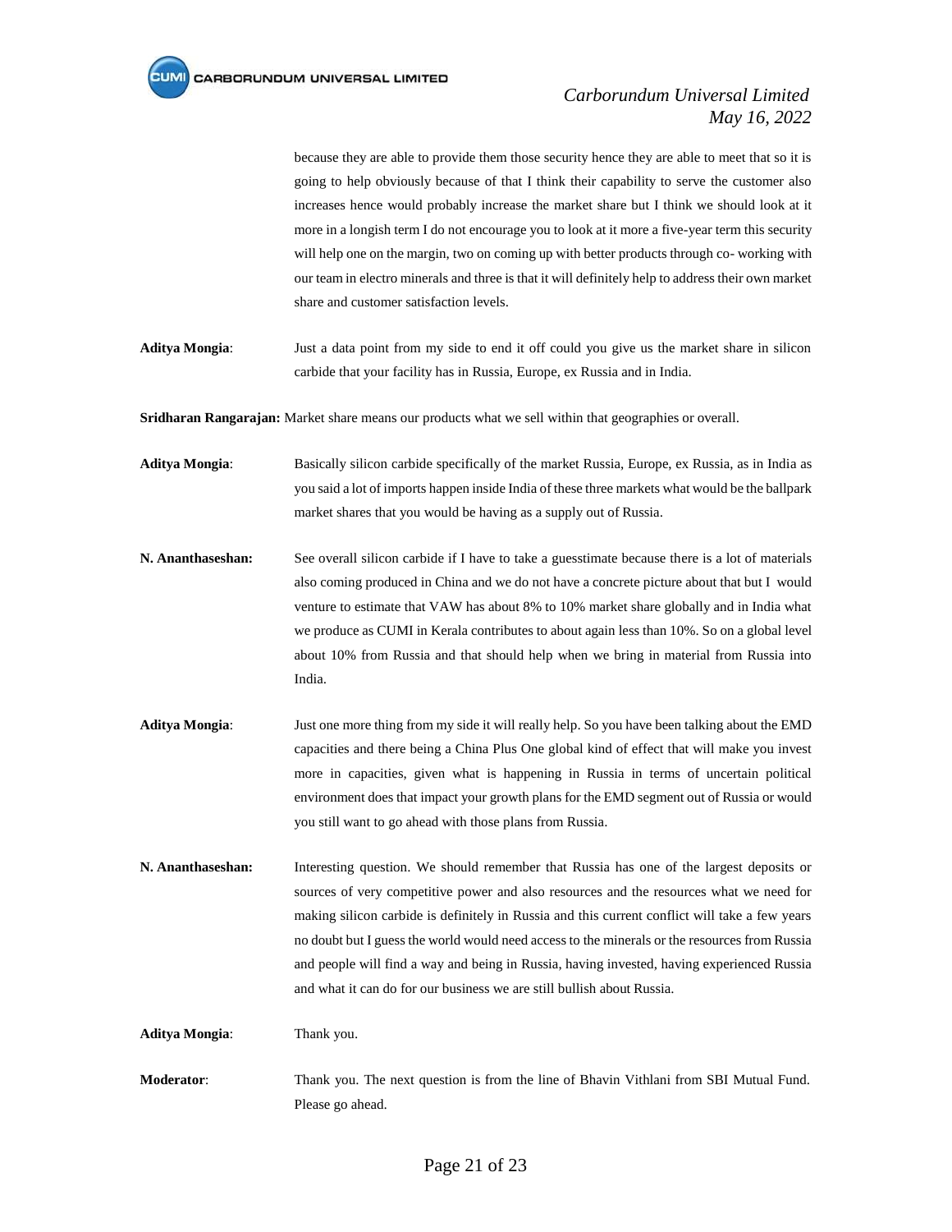because they are able to provide them those security hence they are able to meet that so it is going to help obviously because of that I think their capability to serve the customer also increases hence would probably increase the market share but I think we should look at it more in a longish term I do not encourage you to look at it more a five-year term this security will help one on the margin, two on coming up with better products through co- working with our team in electro minerals and three is that it will definitely help to address their own market share and customer satisfaction levels.

**Aditya Mongia**: Just a data point from my side to end it off could you give us the market share in silicon carbide that your facility has in Russia, Europe, ex Russia and in India.

**Sridharan Rangarajan:** Market share means our products what we sell within that geographies or overall.

**Aditya Mongia**: Basically silicon carbide specifically of the market Russia, Europe, ex Russia, as in India as you said a lot of imports happen inside India of these three markets what would be the ballpark market shares that you would be having as a supply out of Russia.

**N. Ananthaseshan:** See overall silicon carbide if I have to take a guesstimate because there is a lot of materials also coming produced in China and we do not have a concrete picture about that but I would venture to estimate that VAW has about 8% to 10% market share globally and in India what we produce as CUMI in Kerala contributes to about again less than 10%. So on a global level about 10% from Russia and that should help when we bring in material from Russia into India.

**Aditya Mongia**: Just one more thing from my side it will really help. So you have been talking about the EMD capacities and there being a China Plus One global kind of effect that will make you invest more in capacities, given what is happening in Russia in terms of uncertain political environment does that impact your growth plans for the EMD segment out of Russia or would you still want to go ahead with those plans from Russia.

**N. Ananthaseshan:** Interesting question. We should remember that Russia has one of the largest deposits or sources of very competitive power and also resources and the resources what we need for making silicon carbide is definitely in Russia and this current conflict will take a few years no doubt but I guess the world would need access to the minerals or the resources from Russia and people will find a way and being in Russia, having invested, having experienced Russia and what it can do for our business we are still bullish about Russia.

**Aditya Mongia**: Thank you.

**Moderator**: Thank you. The next question is from the line of Bhavin Vithlani from SBI Mutual Fund. Please go ahead.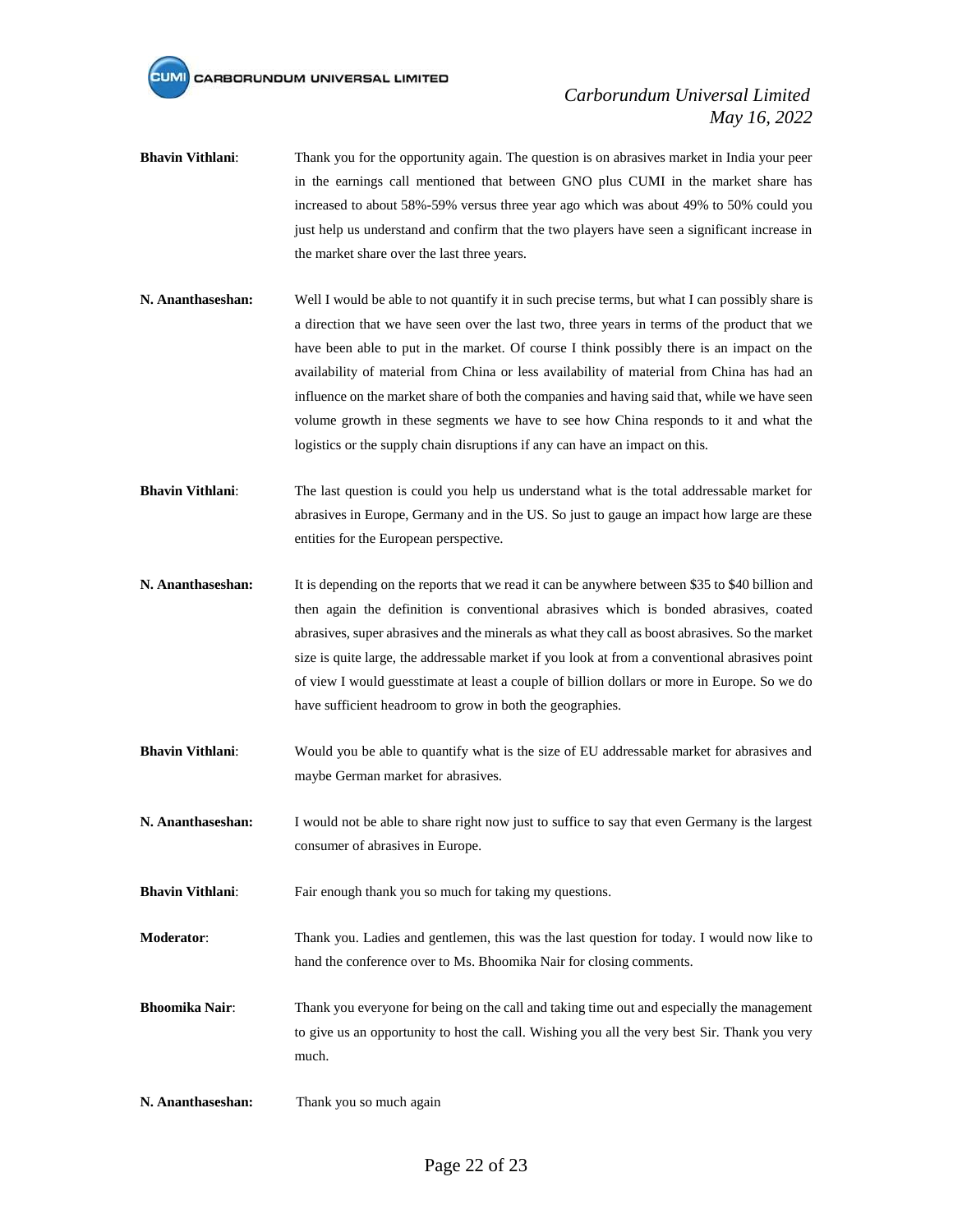**Bhavin Vithlani**: Thank you for the opportunity again. The question is on abrasives market in India your peer in the earnings call mentioned that between GNO plus CUMI in the market share has increased to about 58%-59% versus three year ago which was about 49% to 50% could you just help us understand and confirm that the two players have seen a significant increase in the market share over the last three years.

**N. Ananthaseshan:** Well I would be able to not quantify it in such precise terms, but what I can possibly share is a direction that we have seen over the last two, three years in terms of the product that we have been able to put in the market. Of course I think possibly there is an impact on the availability of material from China or less availability of material from China has had an influence on the market share of both the companies and having said that, while we have seen volume growth in these segments we have to see how China responds to it and what the logistics or the supply chain disruptions if any can have an impact on this.

**Bhavin Vithlani**: The last question is could you help us understand what is the total addressable market for abrasives in Europe, Germany and in the US. So just to gauge an impact how large are these entities for the European perspective.

**N. Ananthaseshan:** It is depending on the reports that we read it can be anywhere between $35 to $40 billion and then again the definition is conventional abrasives which is bonded abrasives, coated abrasives, super abrasives and the minerals as what they call as boost abrasives. So the market size is quite large, the addressable market if you look at from a conventional abrasives point of view I would guesstimate at least a couple of billion dollars or more in Europe. So we do have sufficient headroom to grow in both the geographies.

**Bhavin Vithlani**: Would you be able to quantify what is the size of EU addressable market for abrasives and maybe German market for abrasives.

**N. Ananthaseshan:** I would not be able to share right now just to suffice to say that even Germany is the largest consumer of abrasives in Europe.

**Bhavin Vithlani**: Fair enough thank you so much for taking my questions.

**Moderator**: Thank you. Ladies and gentlemen, this was the last question for today. I would now like to hand the conference over to Ms. Bhoomika Nair for closing comments.

**Bhoomika Nair**: Thank you everyone for being on the call and taking time out and especially the management to give us an opportunity to host the call. Wishing you all the very best Sir. Thank you very much.

**N. Ananthaseshan:** Thank you so much again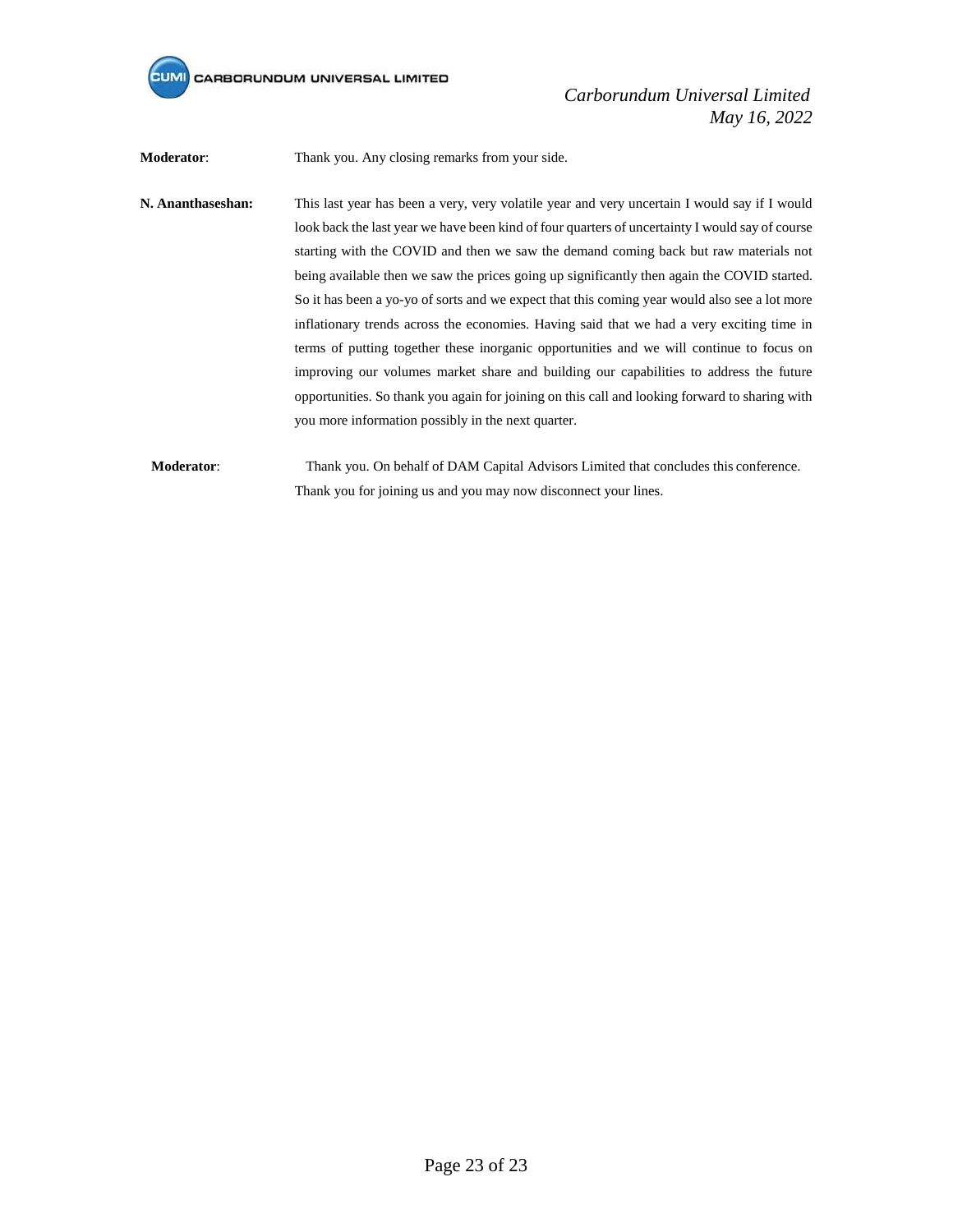**Moderator**: Thank you. Any closing remarks from your side.

**N. Ananthaseshan:** This last year has been a very, very volatile year and very uncertain I would say if I would look back the last year we have been kind of four quarters of uncertainty I would say of course starting with the COVID and then we saw the demand coming back but raw materials not being available then we saw the prices going up significantly then again the COVID started. So it has been a yo-yo of sorts and we expect that this coming year would also see a lot more inflationary trends across the economies. Having said that we had a very exciting time in terms of putting together these inorganic opportunities and we will continue to focus on improving our volumes market share and building our capabilities to address the future opportunities. So thank you again for joining on this call and looking forward to sharing with you more information possibly in the next quarter.

**Moderator**: Thank you. On behalf of DAM Capital Advisors Limited that concludes this conference. Thank you for joining us and you may now disconnect your lines.